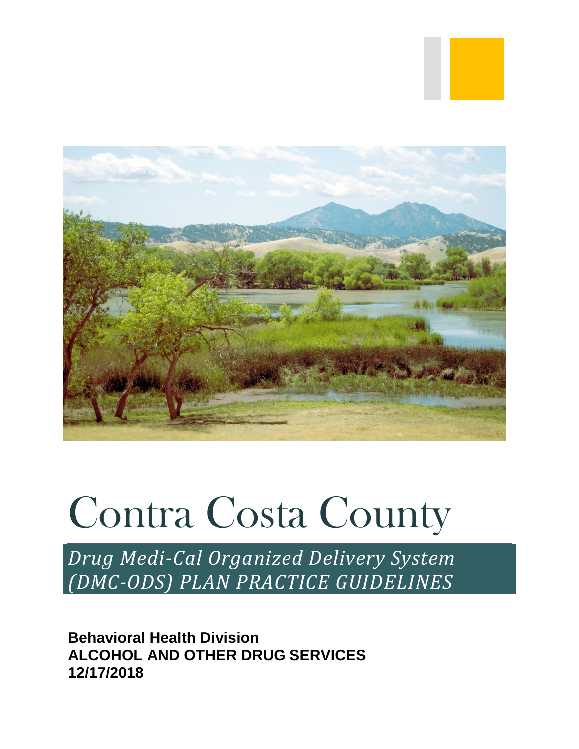# Contra Costa County

*Drug Medi-Cal Organized Delivery System (DMC-ODS) PLAN PRACTICE GUIDELINES*

**Behavioral Health Division**
**ALCOHOL AND OTHER DRUG SERVICES**
**12/17/2018**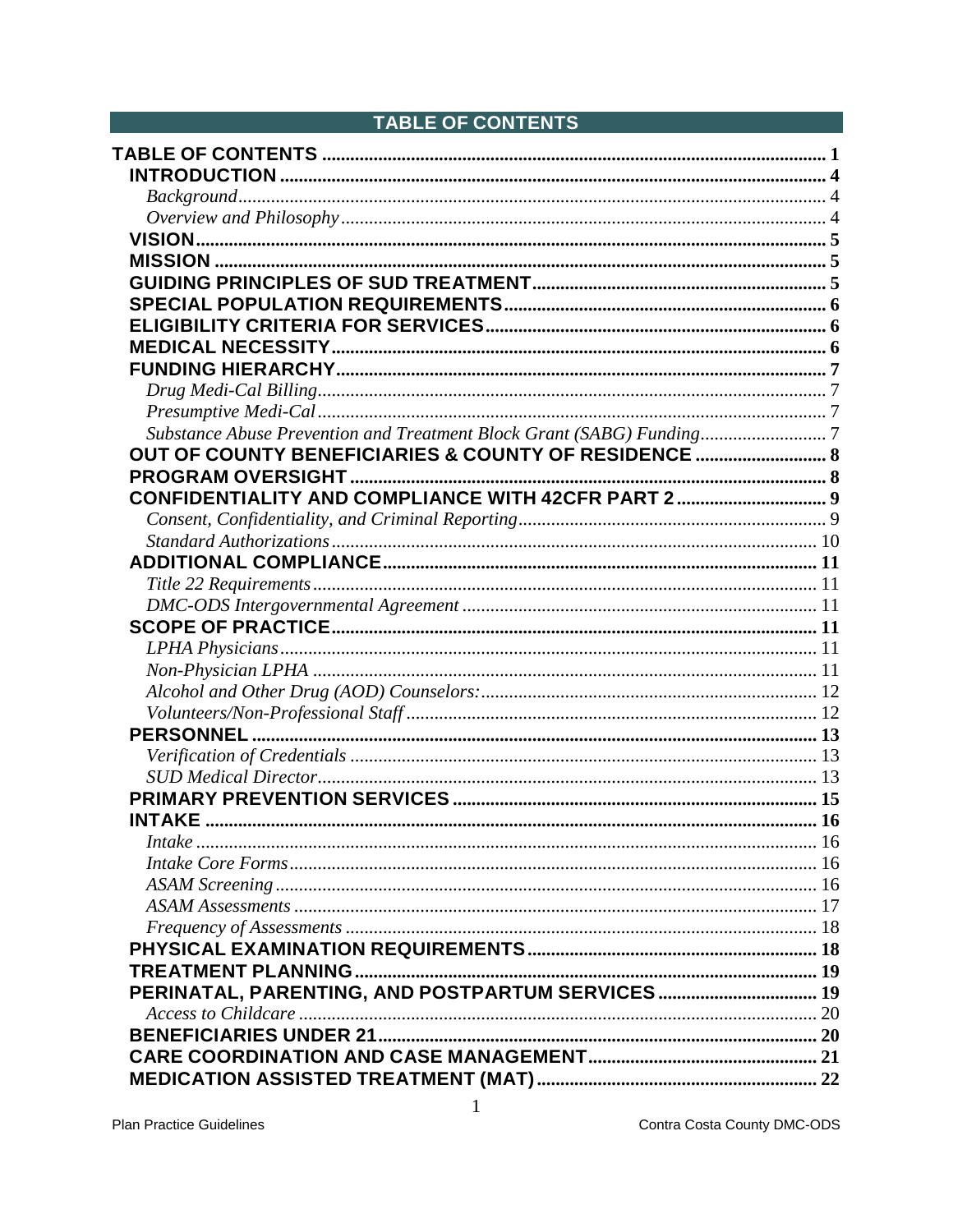# TABLE OF CONTENTS

| | |
|---|---|
| **TABLE OF CONTENTS** | **1** |
| **INTRODUCTION** | **4** |
| *Background* | 4 |
| *Overview and Philosophy* | 4 |
| **VISION** | **5** |
| **MISSION** | **5** |
| **GUIDING PRINCIPLES OF SUD TREATMENT** | **5** |
| **SPECIAL POPULATION REQUIREMENTS** | **6** |
| **ELIGIBILITY CRITERIA FOR SERVICES** | **6** |
| **MEDICAL NECESSITY** | **6** |
| **FUNDING HIERARCHY** | **7** |
| *Drug Medi-Cal Billing* | 7 |
| *Presumptive Medi-Cal* | 7 |
| *Substance Abuse Prevention and Treatment Block Grant (SABG) Funding* | 7 |
| **OUT OF COUNTY BENEFICIARIES & COUNTY OF RESIDENCE** | **8** |
| **PROGRAM OVERSIGHT** | **8** |
| **CONFIDENTIALITY AND COMPLIANCE WITH 42CFR PART 2** | **9** |
| *Consent, Confidentiality, and Criminal Reporting* | 9 |
| *Standard Authorizations* | 10 |
| **ADDITIONAL COMPLIANCE** | **11** |
| *Title 22 Requirements* | 11 |
| *DMC-ODS Intergovernmental Agreement* | 11 |
| **SCOPE OF PRACTICE** | **11** |
| *LPHA Physicians* | 11 |
| *Non-Physician LPHA* | 11 |
| *Alcohol and Other Drug (AOD) Counselors:* | 12 |
| *Volunteers/Non-Professional Staff* | 12 |
| **PERSONNEL** | **13** |
| *Verification of Credentials* | 13 |
| *SUD Medical Director* | 13 |
| **PRIMARY PREVENTION SERVICES** | **15** |
| **INTAKE** | **16** |
| *Intake* | 16 |
| *Intake Core Forms* | 16 |
| *ASAM Screening* | 16 |
| *ASAM Assessments* | 17 |
| *Frequency of Assessments* | 18 |
| **PHYSICAL EXAMINATION REQUIREMENTS** | **18** |
| **TREATMENT PLANNING** | **19** |
| **PERINATAL, PARENTING, AND POSTPARTUM SERVICES** | **19** |
| *Access to Childcare* | 20 |
| **BENEFICIARIES UNDER 21** | **20** |
| **CARE COORDINATION AND CASE MANAGEMENT** | **21** |
| **MEDICATION ASSISTED TREATMENT (MAT)** | **22** |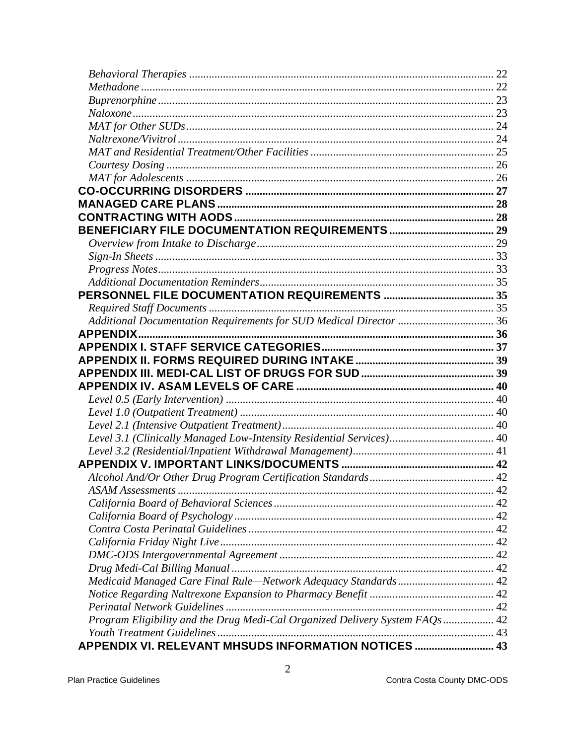*Behavioral Therapies* ........................................................................................................... 22
*Methadone* ............................................................................................................................ 22
*Buprenorphine* ...................................................................................................................... 23
*Naloxone* ............................................................................................................................... 23
*MAT for Other SUDs* ............................................................................................................ 24
*Naltrexone/Vivitrol* ............................................................................................................... 24
*MAT and Residential Treatment/Other Facilities* ................................................................ 25
*Courtesy Dosing* ................................................................................................................... 26
*MAT for Adolescents* ............................................................................................................ 26
**CO-OCCURRING DISORDERS** ......................................................................................... 27
**MANAGED CARE PLANS** .................................................................................................. 28
**CONTRACTING WITH AODS** ............................................................................................ 28
**BENEFICIARY FILE DOCUMENTATION REQUIREMENTS** ..................................... 29
*Overview from Intake to Discharge* ..................................................................................... 29
*Sign-In Sheets* ...................................................................................................................... 33
*Progress Notes* ..................................................................................................................... 33
*Additional Documentation Reminders* .................................................................................. 35
**PERSONNEL FILE DOCUMENTATION REQUIREMENTS** ....................................... 35
*Required Staff Documents* .................................................................................................... 35
*Additional Documentation Requirements for SUD Medical Director* ................................. 36
**APPENDIX** ........................................................................................................................... 36
**APPENDIX I. STAFF SERVICE CATEGORIES** ............................................................. 37
**APPENDIX II. FORMS REQUIRED DURING INTAKE** ................................................ 39
**APPENDIX III. MEDI-CAL LIST OF DRUGS FOR SUD** ............................................... 39
**APPENDIX IV. ASAM LEVELS OF CARE** ..................................................................... 40
*Level 0.5 (Early Intervention)* .............................................................................................. 40
*Level 1.0 (Outpatient Treatment)* ......................................................................................... 40
*Level 2.1 (Intensive Outpatient Treatment)* .......................................................................... 40
*Level 3.1 (Clinically Managed Low-Intensity Residential Services)* .................................... 40
*Level 3.2 (Residential/Inpatient Withdrawal Management)* ................................................. 41
**APPENDIX V. IMPORTANT LINKS/DOCUMENTS** ...................................................... 42
*Alcohol And/Or Other Drug Program Certification Standards* ............................................ 42
*ASAM Assessments* ............................................................................................................... 42
*California Board of Behavioral Sciences* ............................................................................. 42
*California Board of Psychology* ........................................................................................... 42
*Contra Costa Perinatal Guidelines* ...................................................................................... 42
*California Friday Night Live* ............................................................................................... 42
*DMC-ODS Intergovernmental Agreement* ........................................................................... 42
*Drug Medi-Cal Billing Manual* ............................................................................................ 42
*Medicaid Managed Care Final Rule—Network Adequacy Standards* .................................. 42
*Notice Regarding Naltrexone Expansion to Pharmacy Benefit* ............................................ 42
*Perinatal Network Guidelines* .............................................................................................. 42
*Program Eligibility and the Drug Medi-Cal Organized Delivery System FAQs* .................. 42
*Youth Treatment Guidelines* ................................................................................................ 43
**APPENDIX VI. RELEVANT MHSUDS INFORMATION NOTICES** ............................ 43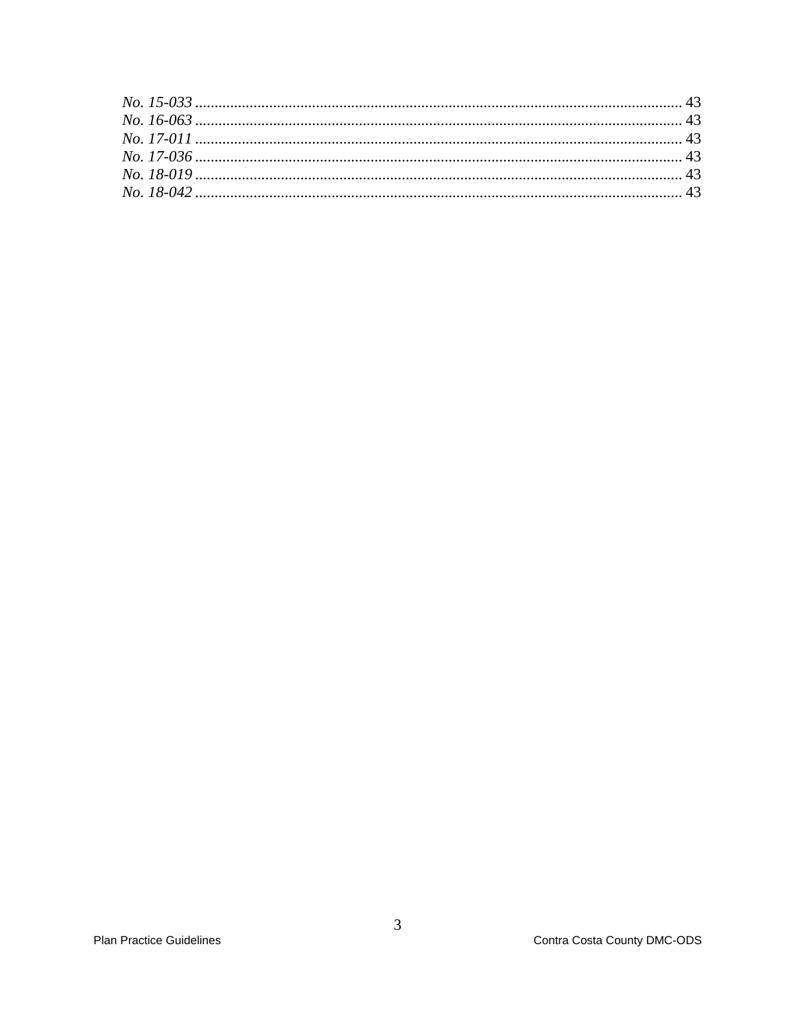*No. 15-033* ........................................................................................................................ 43
*No. 16-063* ........................................................................................................................ 43
*No. 17-011* ........................................................................................................................ 43
*No. 17-036* ........................................................................................................................ 43
*No. 18-019* ........................................................................................................................ 43
*No. 18-042* ........................................................................................................................ 43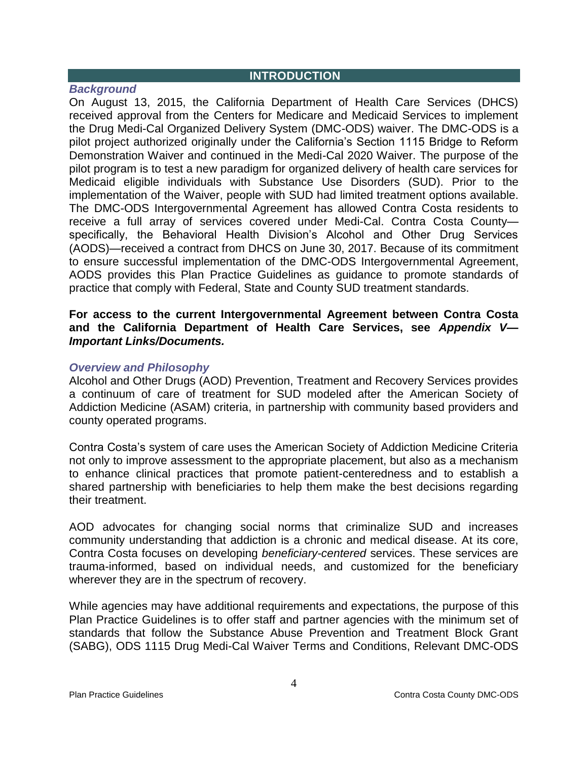## INTRODUCTION

### *Background*

On August 13, 2015, the California Department of Health Care Services (DHCS) received approval from the Centers for Medicare and Medicaid Services to implement the Drug Medi-Cal Organized Delivery System (DMC-ODS) waiver. The DMC-ODS is a pilot project authorized originally under the California's Section 1115 Bridge to Reform Demonstration Waiver and continued in the Medi-Cal 2020 Waiver. The purpose of the pilot program is to test a new paradigm for organized delivery of health care services for Medicaid eligible individuals with Substance Use Disorders (SUD). Prior to the implementation of the Waiver, people with SUD had limited treatment options available. The DMC-ODS Intergovernmental Agreement has allowed Contra Costa residents to receive a full array of services covered under Medi-Cal. Contra Costa County—specifically, the Behavioral Health Division's Alcohol and Other Drug Services (AODS)—received a contract from DHCS on June 30, 2017. Because of its commitment to ensure successful implementation of the DMC-ODS Intergovernmental Agreement, AODS provides this Plan Practice Guidelines as guidance to promote standards of practice that comply with Federal, State and County SUD treatment standards.

**For access to the current Intergovernmental Agreement between Contra Costa and the California Department of Health Care Services, see *Appendix V—Important Links/Documents.***

### *Overview and Philosophy*

Alcohol and Other Drugs (AOD) Prevention, Treatment and Recovery Services provides a continuum of care of treatment for SUD modeled after the American Society of Addiction Medicine (ASAM) criteria, in partnership with community based providers and county operated programs.

Contra Costa's system of care uses the American Society of Addiction Medicine Criteria not only to improve assessment to the appropriate placement, but also as a mechanism to enhance clinical practices that promote patient-centeredness and to establish a shared partnership with beneficiaries to help them make the best decisions regarding their treatment.

AOD advocates for changing social norms that criminalize SUD and increases community understanding that addiction is a chronic and medical disease. At its core, Contra Costa focuses on developing *beneficiary-centered* services. These services are trauma-informed, based on individual needs, and customized for the beneficiary wherever they are in the spectrum of recovery.

While agencies may have additional requirements and expectations, the purpose of this Plan Practice Guidelines is to offer staff and partner agencies with the minimum set of standards that follow the Substance Abuse Prevention and Treatment Block Grant (SABG), ODS 1115 Drug Medi-Cal Waiver Terms and Conditions, Relevant DMC-ODS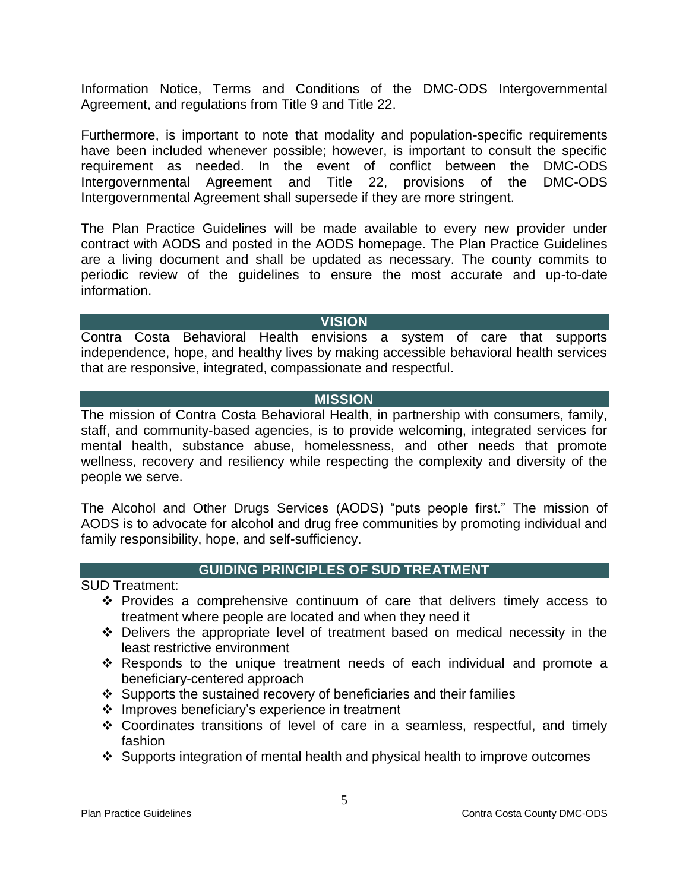Information Notice, Terms and Conditions of the DMC-ODS Intergovernmental Agreement, and regulations from Title 9 and Title 22.

Furthermore, is important to note that modality and population-specific requirements have been included whenever possible; however, is important to consult the specific requirement as needed. In the event of conflict between the DMC-ODS Intergovernmental Agreement and Title 22, provisions of the DMC-ODS Intergovernmental Agreement shall supersede if they are more stringent.

The Plan Practice Guidelines will be made available to every new provider under contract with AODS and posted in the AODS homepage. The Plan Practice Guidelines are a living document and shall be updated as necessary. The county commits to periodic review of the guidelines to ensure the most accurate and up-to-date information.

## VISION

Contra Costa Behavioral Health envisions a system of care that supports independence, hope, and healthy lives by making accessible behavioral health services that are responsive, integrated, compassionate and respectful.

## MISSION

The mission of Contra Costa Behavioral Health, in partnership with consumers, family, staff, and community-based agencies, is to provide welcoming, integrated services for mental health, substance abuse, homelessness, and other needs that promote wellness, recovery and resiliency while respecting the complexity and diversity of the people we serve.

The Alcohol and Other Drugs Services (AODS) "puts people first." The mission of AODS is to advocate for alcohol and drug free communities by promoting individual and family responsibility, hope, and self-sufficiency.

## GUIDING PRINCIPLES OF SUD TREATMENT

SUD Treatment:

- Provides a comprehensive continuum of care that delivers timely access to treatment where people are located and when they need it
- Delivers the appropriate level of treatment based on medical necessity in the least restrictive environment
- Responds to the unique treatment needs of each individual and promote a beneficiary-centered approach
- Supports the sustained recovery of beneficiaries and their families
- Improves beneficiary's experience in treatment
- Coordinates transitions of level of care in a seamless, respectful, and timely fashion
- Supports integration of mental health and physical health to improve outcomes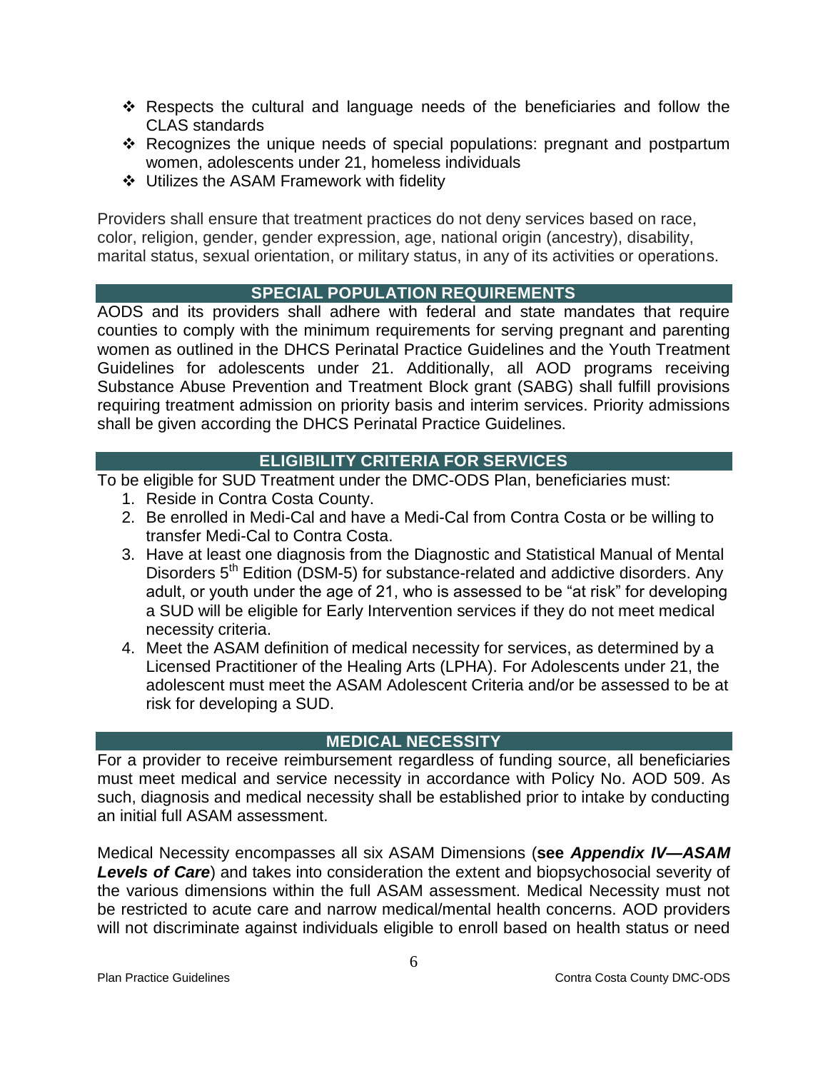- ❖ Respects the cultural and language needs of the beneficiaries and follow the CLAS standards
- ❖ Recognizes the unique needs of special populations: pregnant and postpartum women, adolescents under 21, homeless individuals
- ❖ Utilizes the ASAM Framework with fidelity

Providers shall ensure that treatment practices do not deny services based on race, color, religion, gender, gender expression, age, national origin (ancestry), disability, marital status, sexual orientation, or military status, in any of its activities or operations.

## SPECIAL POPULATION REQUIREMENTS

AODS and its providers shall adhere with federal and state mandates that require counties to comply with the minimum requirements for serving pregnant and parenting women as outlined in the DHCS Perinatal Practice Guidelines and the Youth Treatment Guidelines for adolescents under 21. Additionally, all AOD programs receiving Substance Abuse Prevention and Treatment Block grant (SABG) shall fulfill provisions requiring treatment admission on priority basis and interim services. Priority admissions shall be given according the DHCS Perinatal Practice Guidelines.

## ELIGIBILITY CRITERIA FOR SERVICES

To be eligible for SUD Treatment under the DMC-ODS Plan, beneficiaries must:

1. Reside in Contra Costa County.
2. Be enrolled in Medi-Cal and have a Medi-Cal from Contra Costa or be willing to transfer Medi-Cal to Contra Costa.
3. Have at least one diagnosis from the Diagnostic and Statistical Manual of Mental Disorders 5th Edition (DSM-5) for substance-related and addictive disorders. Any adult, or youth under the age of 21, who is assessed to be "at risk" for developing a SUD will be eligible for Early Intervention services if they do not meet medical necessity criteria.
4. Meet the ASAM definition of medical necessity for services, as determined by a Licensed Practitioner of the Healing Arts (LPHA). For Adolescents under 21, the adolescent must meet the ASAM Adolescent Criteria and/or be assessed to be at risk for developing a SUD.

## MEDICAL NECESSITY

For a provider to receive reimbursement regardless of funding source, all beneficiaries must meet medical and service necessity in accordance with Policy No. AOD 509. As such, diagnosis and medical necessity shall be established prior to intake by conducting an initial full ASAM assessment.

Medical Necessity encompasses all six ASAM Dimensions (**see *Appendix IV—ASAM Levels of Care***) and takes into consideration the extent and biopsychosocial severity of the various dimensions within the full ASAM assessment. Medical Necessity must not be restricted to acute care and narrow medical/mental health concerns. AOD providers will not discriminate against individuals eligible to enroll based on health status or need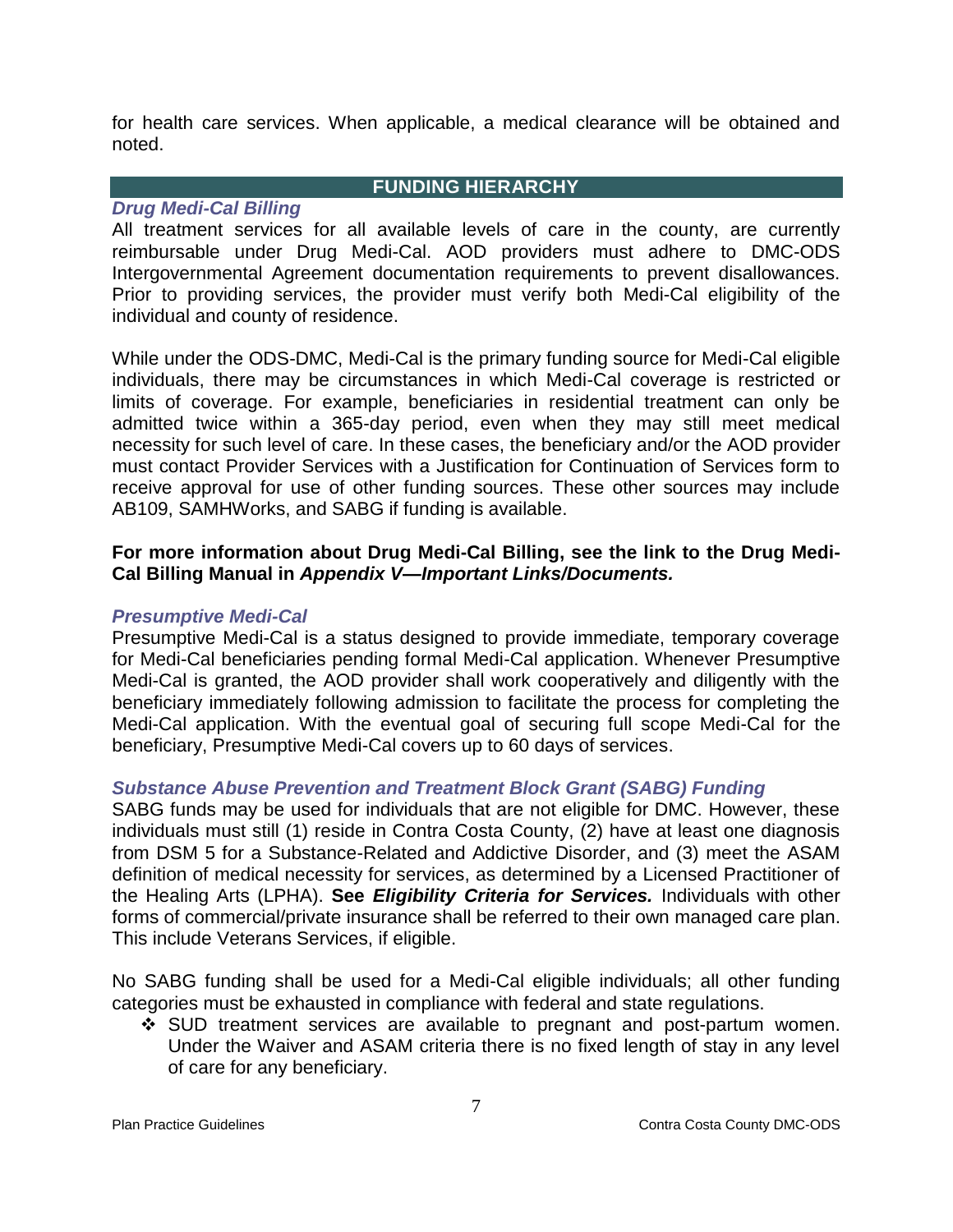for health care services. When applicable, a medical clearance will be obtained and noted.

## FUNDING HIERARCHY

### *Drug Medi-Cal Billing*

All treatment services for all available levels of care in the county, are currently reimbursable under Drug Medi-Cal. AOD providers must adhere to DMC-ODS Intergovernmental Agreement documentation requirements to prevent disallowances. Prior to providing services, the provider must verify both Medi-Cal eligibility of the individual and county of residence.

While under the ODS-DMC, Medi-Cal is the primary funding source for Medi-Cal eligible individuals, there may be circumstances in which Medi-Cal coverage is restricted or limits of coverage. For example, beneficiaries in residential treatment can only be admitted twice within a 365-day period, even when they may still meet medical necessity for such level of care. In these cases, the beneficiary and/or the AOD provider must contact Provider Services with a Justification for Continuation of Services form to receive approval for use of other funding sources. These other sources may include AB109, SAMHWorks, and SABG if funding is available.

**For more information about Drug Medi-Cal Billing, see the link to the Drug Medi-Cal Billing Manual in *Appendix V—Important Links/Documents.***

### *Presumptive Medi-Cal*

Presumptive Medi-Cal is a status designed to provide immediate, temporary coverage for Medi-Cal beneficiaries pending formal Medi-Cal application. Whenever Presumptive Medi-Cal is granted, the AOD provider shall work cooperatively and diligently with the beneficiary immediately following admission to facilitate the process for completing the Medi-Cal application. With the eventual goal of securing full scope Medi-Cal for the beneficiary, Presumptive Medi-Cal covers up to 60 days of services.

### *Substance Abuse Prevention and Treatment Block Grant (SABG) Funding*

SABG funds may be used for individuals that are not eligible for DMC. However, these individuals must still (1) reside in Contra Costa County, (2) have at least one diagnosis from DSM 5 for a Substance-Related and Addictive Disorder, and (3) meet the ASAM definition of medical necessity for services, as determined by a Licensed Practitioner of the Healing Arts (LPHA). **See *Eligibility Criteria for Services.*** Individuals with other forms of commercial/private insurance shall be referred to their own managed care plan. This include Veterans Services, if eligible.

No SABG funding shall be used for a Medi-Cal eligible individuals; all other funding categories must be exhausted in compliance with federal and state regulations.

- SUD treatment services are available to pregnant and post-partum women. Under the Waiver and ASAM criteria there is no fixed length of stay in any level of care for any beneficiary.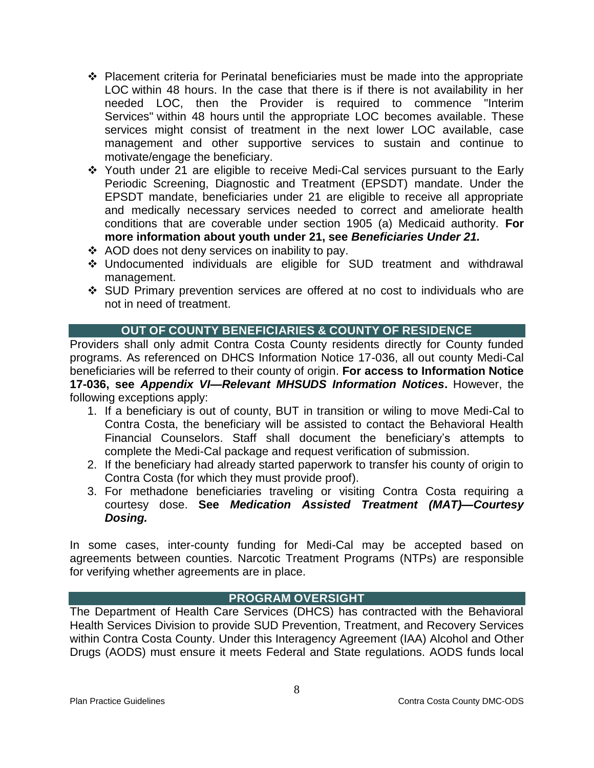- Placement criteria for Perinatal beneficiaries must be made into the appropriate LOC within 48 hours. In the case that there is if there is not availability in her needed LOC, then the Provider is required to commence "Interim Services" within 48 hours until the appropriate LOC becomes available. These services might consist of treatment in the next lower LOC available, case management and other supportive services to sustain and continue to motivate/engage the beneficiary.
- Youth under 21 are eligible to receive Medi-Cal services pursuant to the Early Periodic Screening, Diagnostic and Treatment (EPSDT) mandate. Under the EPSDT mandate, beneficiaries under 21 are eligible to receive all appropriate and medically necessary services needed to correct and ameliorate health conditions that are coverable under section 1905 (a) Medicaid authority. **For more information about youth under 21, see *Beneficiaries Under 21.***
- AOD does not deny services on inability to pay.
- Undocumented individuals are eligible for SUD treatment and withdrawal management.
- SUD Primary prevention services are offered at no cost to individuals who are not in need of treatment.

## OUT OF COUNTY BENEFICIARIES & COUNTY OF RESIDENCE

Providers shall only admit Contra Costa County residents directly for County funded programs. As referenced on DHCS Information Notice 17-036, all out county Medi-Cal beneficiaries will be referred to their county of origin. **For access to Information Notice 17-036, see *Appendix VI—Relevant MHSUDS Information Notices*.** However, the following exceptions apply:

1. If a beneficiary is out of county, BUT in transition or wiling to move Medi-Cal to Contra Costa, the beneficiary will be assisted to contact the Behavioral Health Financial Counselors. Staff shall document the beneficiary's attempts to complete the Medi-Cal package and request verification of submission.
2. If the beneficiary had already started paperwork to transfer his county of origin to Contra Costa (for which they must provide proof).
3. For methadone beneficiaries traveling or visiting Contra Costa requiring a courtesy dose. **See *Medication Assisted Treatment (MAT)—Courtesy Dosing.***

In some cases, inter-county funding for Medi-Cal may be accepted based on agreements between counties. Narcotic Treatment Programs (NTPs) are responsible for verifying whether agreements are in place.

## PROGRAM OVERSIGHT

The Department of Health Care Services (DHCS) has contracted with the Behavioral Health Services Division to provide SUD Prevention, Treatment, and Recovery Services within Contra Costa County. Under this Interagency Agreement (IAA) Alcohol and Other Drugs (AODS) must ensure it meets Federal and State regulations. AODS funds local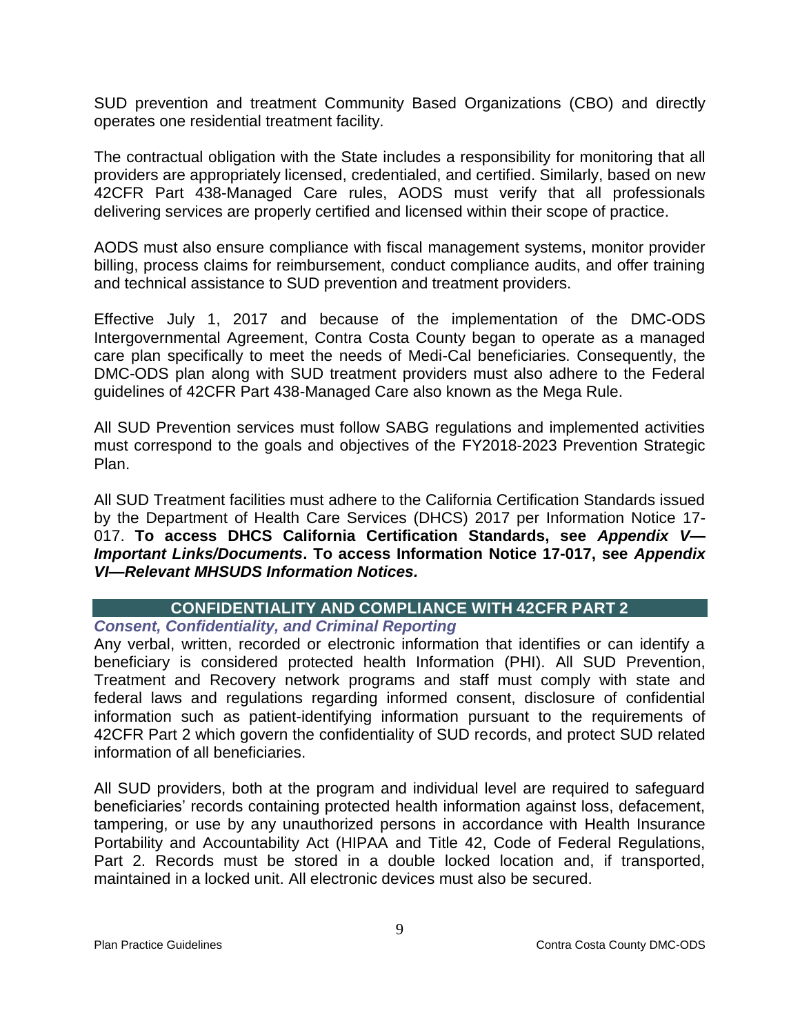SUD prevention and treatment Community Based Organizations (CBO) and directly operates one residential treatment facility.

The contractual obligation with the State includes a responsibility for monitoring that all providers are appropriately licensed, credentialed, and certified. Similarly, based on new 42CFR Part 438-Managed Care rules, AODS must verify that all professionals delivering services are properly certified and licensed within their scope of practice.

AODS must also ensure compliance with fiscal management systems, monitor provider billing, process claims for reimbursement, conduct compliance audits, and offer training and technical assistance to SUD prevention and treatment providers.

Effective July 1, 2017 and because of the implementation of the DMC-ODS Intergovernmental Agreement, Contra Costa County began to operate as a managed care plan specifically to meet the needs of Medi-Cal beneficiaries. Consequently, the DMC-ODS plan along with SUD treatment providers must also adhere to the Federal guidelines of 42CFR Part 438-Managed Care also known as the Mega Rule.

All SUD Prevention services must follow SABG regulations and implemented activities must correspond to the goals and objectives of the FY2018-2023 Prevention Strategic Plan.

All SUD Treatment facilities must adhere to the California Certification Standards issued by the Department of Health Care Services (DHCS) 2017 per Information Notice 17-017. **To access DHCS California Certification Standards, see *Appendix V—Important Links/Documents*. To access Information Notice 17-017, see *Appendix VI—Relevant MHSUDS Information Notices.***

## CONFIDENTIALITY AND COMPLIANCE WITH 42CFR PART 2

### *Consent, Confidentiality, and Criminal Reporting*

Any verbal, written, recorded or electronic information that identifies or can identify a beneficiary is considered protected health Information (PHI). All SUD Prevention, Treatment and Recovery network programs and staff must comply with state and federal laws and regulations regarding informed consent, disclosure of confidential information such as patient-identifying information pursuant to the requirements of 42CFR Part 2 which govern the confidentiality of SUD records, and protect SUD related information of all beneficiaries.

All SUD providers, both at the program and individual level are required to safeguard beneficiaries' records containing protected health information against loss, defacement, tampering, or use by any unauthorized persons in accordance with Health Insurance Portability and Accountability Act (HIPAA and Title 42, Code of Federal Regulations, Part 2. Records must be stored in a double locked location and, if transported, maintained in a locked unit. All electronic devices must also be secured.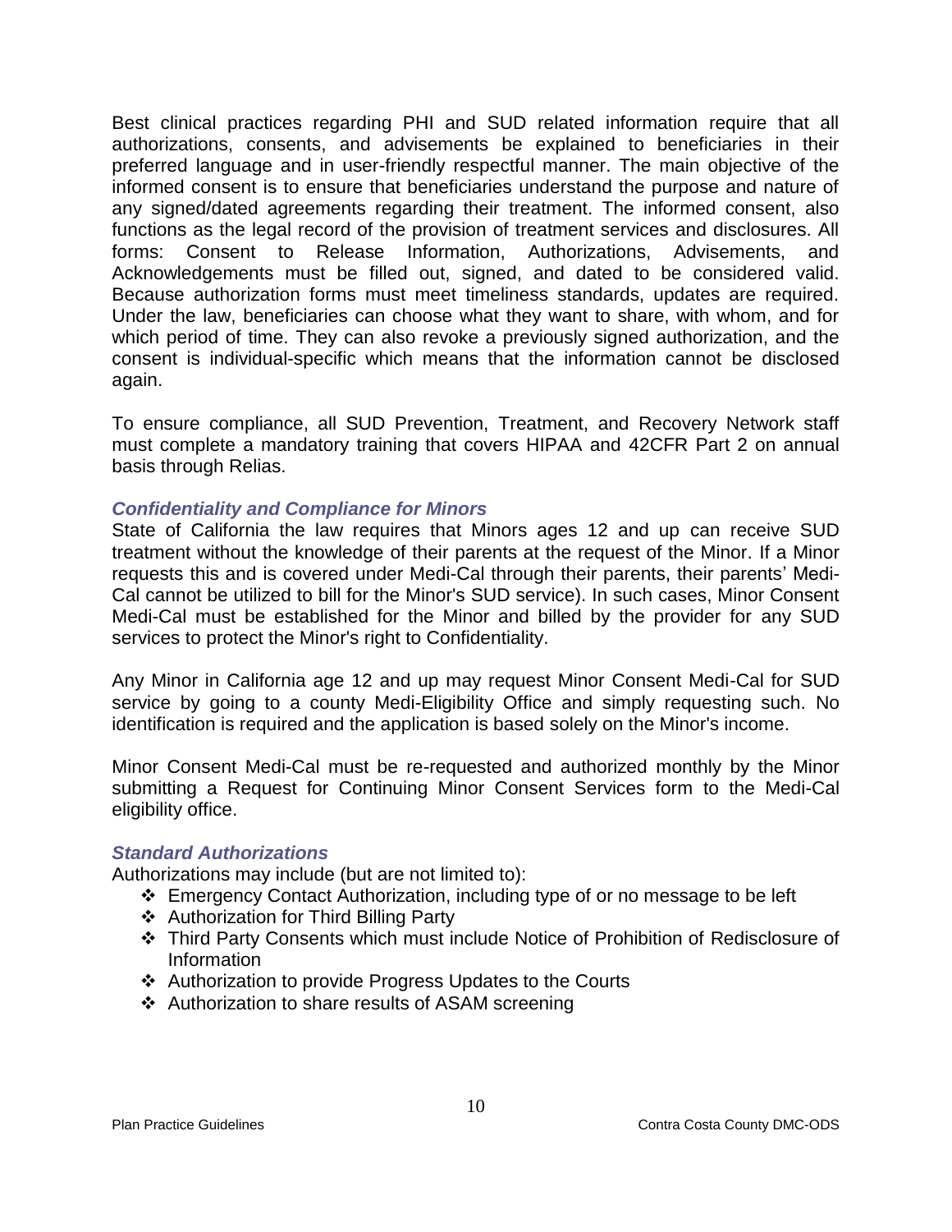Best clinical practices regarding PHI and SUD related information require that all authorizations, consents, and advisements be explained to beneficiaries in their preferred language and in user-friendly respectful manner. The main objective of the informed consent is to ensure that beneficiaries understand the purpose and nature of any signed/dated agreements regarding their treatment. The informed consent, also functions as the legal record of the provision of treatment services and disclosures. All forms: Consent to Release Information, Authorizations, Advisements, and Acknowledgements must be filled out, signed, and dated to be considered valid. Because authorization forms must meet timeliness standards, updates are required. Under the law, beneficiaries can choose what they want to share, with whom, and for which period of time. They can also revoke a previously signed authorization, and the consent is individual-specific which means that the information cannot be disclosed again.

To ensure compliance, all SUD Prevention, Treatment, and Recovery Network staff must complete a mandatory training that covers HIPAA and 42CFR Part 2 on annual basis through Relias.

### *Confidentiality and Compliance for Minors*

State of California the law requires that Minors ages 12 and up can receive SUD treatment without the knowledge of their parents at the request of the Minor. If a Minor requests this and is covered under Medi-Cal through their parents, their parents' Medi-Cal cannot be utilized to bill for the Minor's SUD service). In such cases, Minor Consent Medi-Cal must be established for the Minor and billed by the provider for any SUD services to protect the Minor's right to Confidentiality.

Any Minor in California age 12 and up may request Minor Consent Medi-Cal for SUD service by going to a county Medi-Eligibility Office and simply requesting such. No identification is required and the application is based solely on the Minor's income.

Minor Consent Medi-Cal must be re-requested and authorized monthly by the Minor submitting a Request for Continuing Minor Consent Services form to the Medi-Cal eligibility office.

### *Standard Authorizations*

Authorizations may include (but are not limited to):

- Emergency Contact Authorization, including type of or no message to be left
- Authorization for Third Billing Party
- Third Party Consents which must include Notice of Prohibition of Redisclosure of Information
- Authorization to provide Progress Updates to the Courts
- Authorization to share results of ASAM screening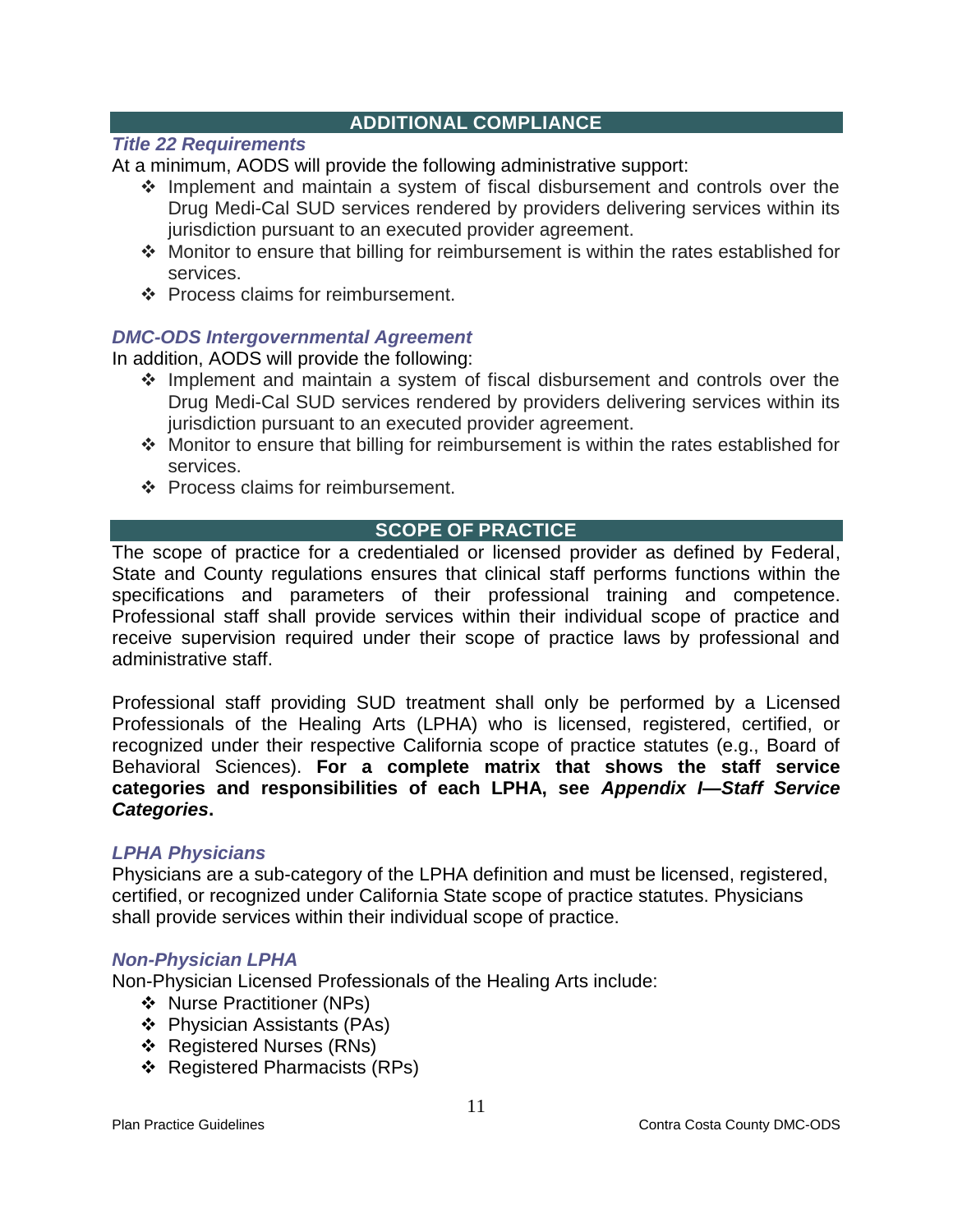## ADDITIONAL COMPLIANCE

### *Title 22 Requirements*

At a minimum, AODS will provide the following administrative support:

- Implement and maintain a system of fiscal disbursement and controls over the Drug Medi-Cal SUD services rendered by providers delivering services within its jurisdiction pursuant to an executed provider agreement.
- Monitor to ensure that billing for reimbursement is within the rates established for services.
- Process claims for reimbursement.

### *DMC-ODS Intergovernmental Agreement*

In addition, AODS will provide the following:

- Implement and maintain a system of fiscal disbursement and controls over the Drug Medi-Cal SUD services rendered by providers delivering services within its jurisdiction pursuant to an executed provider agreement.
- Monitor to ensure that billing for reimbursement is within the rates established for services.
- Process claims for reimbursement.

## SCOPE OF PRACTICE

The scope of practice for a credentialed or licensed provider as defined by Federal, State and County regulations ensures that clinical staff performs functions within the specifications and parameters of their professional training and competence. Professional staff shall provide services within their individual scope of practice and receive supervision required under their scope of practice laws by professional and administrative staff.

Professional staff providing SUD treatment shall only be performed by a Licensed Professionals of the Healing Arts (LPHA) who is licensed, registered, certified, or recognized under their respective California scope of practice statutes (e.g., Board of Behavioral Sciences). **For a complete matrix that shows the staff service categories and responsibilities of each LPHA, see *Appendix I—Staff Service Categories*.**

### *LPHA Physicians*

Physicians are a sub-category of the LPHA definition and must be licensed, registered, certified, or recognized under California State scope of practice statutes. Physicians shall provide services within their individual scope of practice.

### *Non-Physician LPHA*

Non-Physician Licensed Professionals of the Healing Arts include:

- Nurse Practitioner (NPs)
- Physician Assistants (PAs)
- Registered Nurses (RNs)
- Registered Pharmacists (RPs)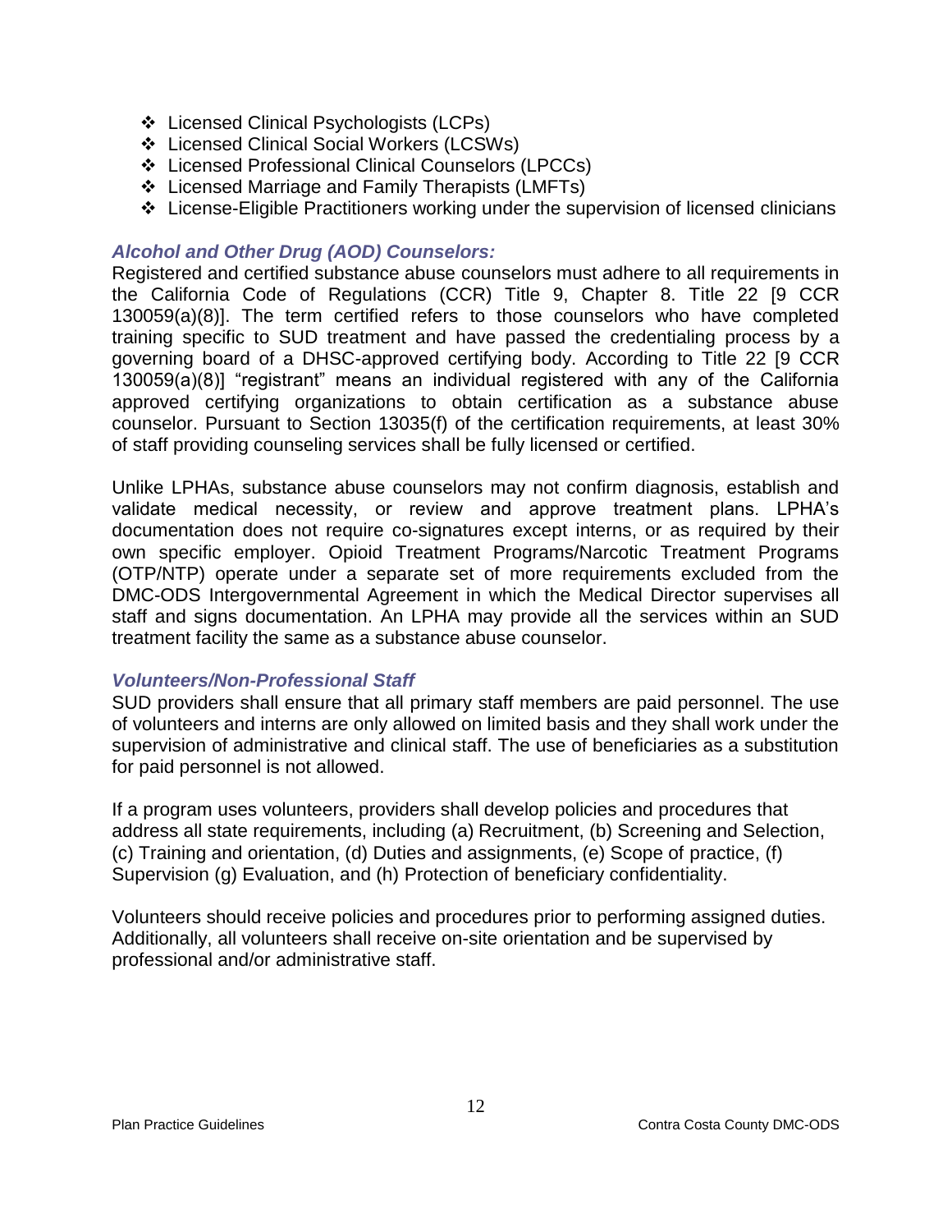- Licensed Clinical Psychologists (LCPs)
- Licensed Clinical Social Workers (LCSWs)
- Licensed Professional Clinical Counselors (LPCCs)
- Licensed Marriage and Family Therapists (LMFTs)
- License-Eligible Practitioners working under the supervision of licensed clinicians

### *Alcohol and Other Drug (AOD) Counselors:*

Registered and certified substance abuse counselors must adhere to all requirements in the California Code of Regulations (CCR) Title 9, Chapter 8. Title 22 [9 CCR 130059(a)(8)]. The term certified refers to those counselors who have completed training specific to SUD treatment and have passed the credentialing process by a governing board of a DHSC-approved certifying body. According to Title 22 [9 CCR 130059(a)(8)] "registrant" means an individual registered with any of the California approved certifying organizations to obtain certification as a substance abuse counselor. Pursuant to Section 13035(f) of the certification requirements, at least 30% of staff providing counseling services shall be fully licensed or certified.

Unlike LPHAs, substance abuse counselors may not confirm diagnosis, establish and validate medical necessity, or review and approve treatment plans. LPHA's documentation does not require co-signatures except interns, or as required by their own specific employer. Opioid Treatment Programs/Narcotic Treatment Programs (OTP/NTP) operate under a separate set of more requirements excluded from the DMC-ODS Intergovernmental Agreement in which the Medical Director supervises all staff and signs documentation. An LPHA may provide all the services within an SUD treatment facility the same as a substance abuse counselor.

### *Volunteers/Non-Professional Staff*

SUD providers shall ensure that all primary staff members are paid personnel. The use of volunteers and interns are only allowed on limited basis and they shall work under the supervision of administrative and clinical staff. The use of beneficiaries as a substitution for paid personnel is not allowed.

If a program uses volunteers, providers shall develop policies and procedures that address all state requirements, including (a) Recruitment, (b) Screening and Selection, (c) Training and orientation, (d) Duties and assignments, (e) Scope of practice, (f) Supervision (g) Evaluation, and (h) Protection of beneficiary confidentiality.

Volunteers should receive policies and procedures prior to performing assigned duties. Additionally, all volunteers shall receive on-site orientation and be supervised by professional and/or administrative staff.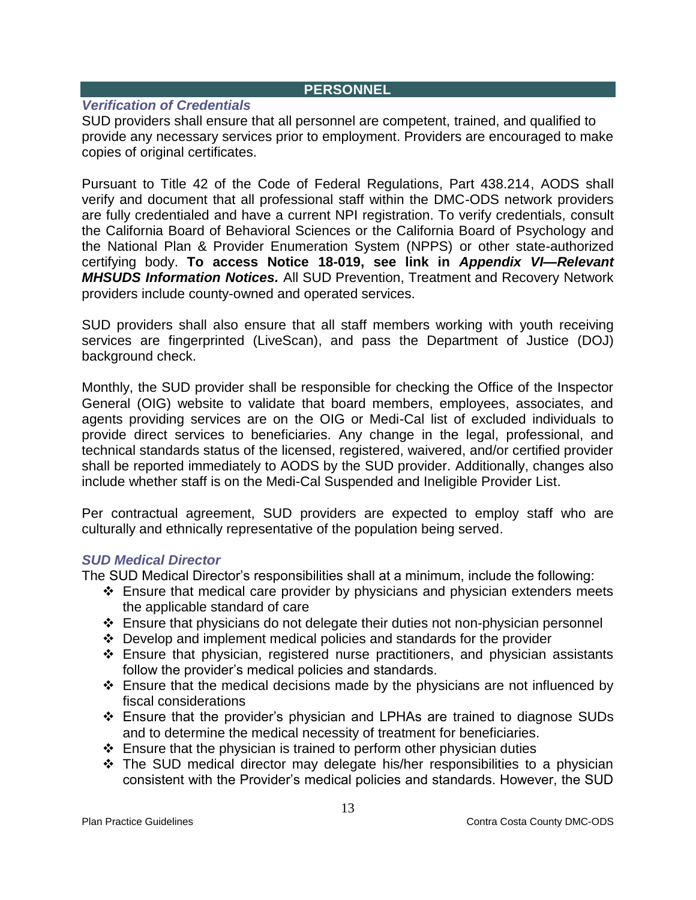## PERSONNEL

### *Verification of Credentials*

SUD providers shall ensure that all personnel are competent, trained, and qualified to provide any necessary services prior to employment. Providers are encouraged to make copies of original certificates.

Pursuant to Title 42 of the Code of Federal Regulations, Part 438.214, AODS shall verify and document that all professional staff within the DMC-ODS network providers are fully credentialed and have a current NPI registration. To verify credentials, consult the California Board of Behavioral Sciences or the California Board of Psychology and the National Plan & Provider Enumeration System (NPPS) or other state-authorized certifying body. **To access Notice 18-019, see link in *Appendix VI—Relevant MHSUDS Information Notices.*** All SUD Prevention, Treatment and Recovery Network providers include county-owned and operated services.

SUD providers shall also ensure that all staff members working with youth receiving services are fingerprinted (LiveScan), and pass the Department of Justice (DOJ) background check.

Monthly, the SUD provider shall be responsible for checking the Office of the Inspector General (OIG) website to validate that board members, employees, associates, and agents providing services are on the OIG or Medi-Cal list of excluded individuals to provide direct services to beneficiaries. Any change in the legal, professional, and technical standards status of the licensed, registered, waivered, and/or certified provider shall be reported immediately to AODS by the SUD provider. Additionally, changes also include whether staff is on the Medi-Cal Suspended and Ineligible Provider List.

Per contractual agreement, SUD providers are expected to employ staff who are culturally and ethnically representative of the population being served.

### *SUD Medical Director*

The SUD Medical Director's responsibilities shall at a minimum, include the following:

- ❖ Ensure that medical care provider by physicians and physician extenders meets the applicable standard of care
- ❖ Ensure that physicians do not delegate their duties not non-physician personnel
- ❖ Develop and implement medical policies and standards for the provider
- ❖ Ensure that physician, registered nurse practitioners, and physician assistants follow the provider's medical policies and standards.
- ❖ Ensure that the medical decisions made by the physicians are not influenced by fiscal considerations
- ❖ Ensure that the provider's physician and LPHAs are trained to diagnose SUDs and to determine the medical necessity of treatment for beneficiaries.
- ❖ Ensure that the physician is trained to perform other physician duties
- ❖ The SUD medical director may delegate his/her responsibilities to a physician consistent with the Provider's medical policies and standards. However, the SUD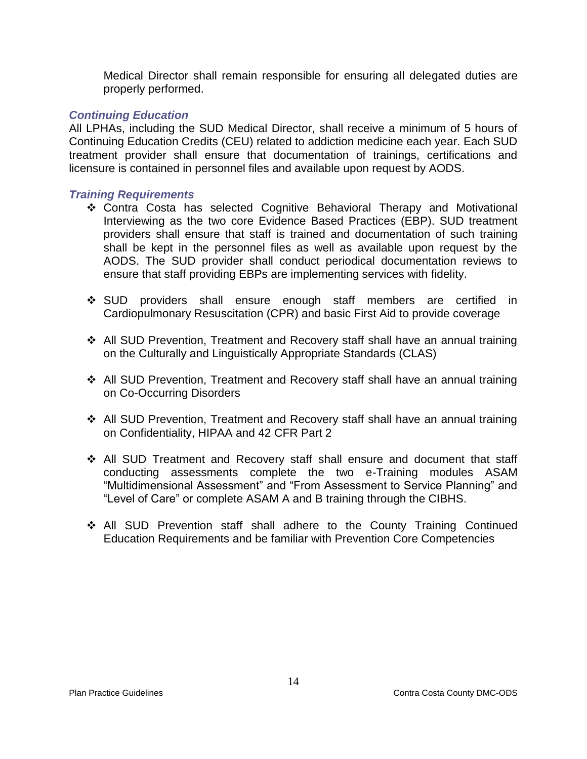Medical Director shall remain responsible for ensuring all delegated duties are properly performed.

### *Continuing Education*

All LPHAs, including the SUD Medical Director, shall receive a minimum of 5 hours of Continuing Education Credits (CEU) related to addiction medicine each year. Each SUD treatment provider shall ensure that documentation of trainings, certifications and licensure is contained in personnel files and available upon request by AODS.

### *Training Requirements*

- Contra Costa has selected Cognitive Behavioral Therapy and Motivational Interviewing as the two core Evidence Based Practices (EBP). SUD treatment providers shall ensure that staff is trained and documentation of such training shall be kept in the personnel files as well as available upon request by the AODS. The SUD provider shall conduct periodical documentation reviews to ensure that staff providing EBPs are implementing services with fidelity.

- SUD providers shall ensure enough staff members are certified in Cardiopulmonary Resuscitation (CPR) and basic First Aid to provide coverage

- All SUD Prevention, Treatment and Recovery staff shall have an annual training on the Culturally and Linguistically Appropriate Standards (CLAS)

- All SUD Prevention, Treatment and Recovery staff shall have an annual training on Co-Occurring Disorders

- All SUD Prevention, Treatment and Recovery staff shall have an annual training on Confidentiality, HIPAA and 42 CFR Part 2

- All SUD Treatment and Recovery staff shall ensure and document that staff conducting assessments complete the two e-Training modules ASAM "Multidimensional Assessment" and "From Assessment to Service Planning" and "Level of Care" or complete ASAM A and B training through the CIBHS.

- All SUD Prevention staff shall adhere to the County Training Continued Education Requirements and be familiar with Prevention Core Competencies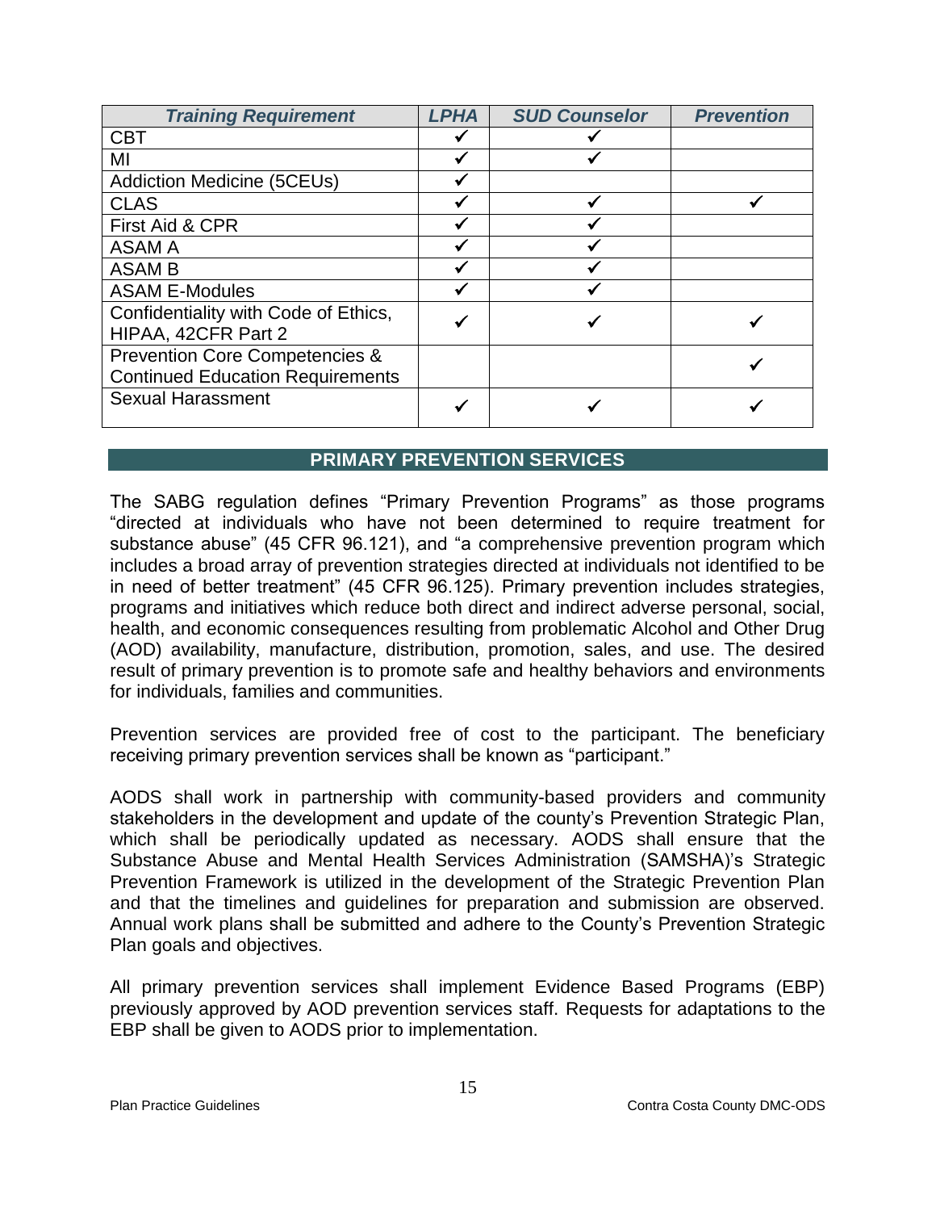| *Training Requirement* | *LPHA* | *SUD Counselor* | *Prevention* |
|---|---|---|---|
| CBT | ✓ | ✓ | |
| MI | ✓ | ✓ | |
| Addiction Medicine (5CEUs) | ✓ | | |
| CLAS | ✓ | ✓ | ✓ |
| First Aid & CPR | ✓ | ✓ | |
| ASAM A | ✓ | ✓ | |
| ASAM B | ✓ | ✓ | |
| ASAM E-Modules | ✓ | ✓ | |
| Confidentiality with Code of Ethics, HIPAA, 42CFR Part 2 | ✓ | ✓ | ✓ |
| Prevention Core Competencies & Continued Education Requirements | | | ✓ |
| Sexual Harassment | ✓ | ✓ | ✓ |

## PRIMARY PREVENTION SERVICES

The SABG regulation defines "Primary Prevention Programs" as those programs "directed at individuals who have not been determined to require treatment for substance abuse" (45 CFR 96.121), and "a comprehensive prevention program which includes a broad array of prevention strategies directed at individuals not identified to be in need of better treatment" (45 CFR 96.125). Primary prevention includes strategies, programs and initiatives which reduce both direct and indirect adverse personal, social, health, and economic consequences resulting from problematic Alcohol and Other Drug (AOD) availability, manufacture, distribution, promotion, sales, and use. The desired result of primary prevention is to promote safe and healthy behaviors and environments for individuals, families and communities.

Prevention services are provided free of cost to the participant. The beneficiary receiving primary prevention services shall be known as "participant."

AODS shall work in partnership with community-based providers and community stakeholders in the development and update of the county's Prevention Strategic Plan, which shall be periodically updated as necessary. AODS shall ensure that the Substance Abuse and Mental Health Services Administration (SAMSHA)'s Strategic Prevention Framework is utilized in the development of the Strategic Prevention Plan and that the timelines and guidelines for preparation and submission are observed. Annual work plans shall be submitted and adhere to the County's Prevention Strategic Plan goals and objectives.

All primary prevention services shall implement Evidence Based Programs (EBP) previously approved by AOD prevention services staff. Requests for adaptations to the EBP shall be given to AODS prior to implementation.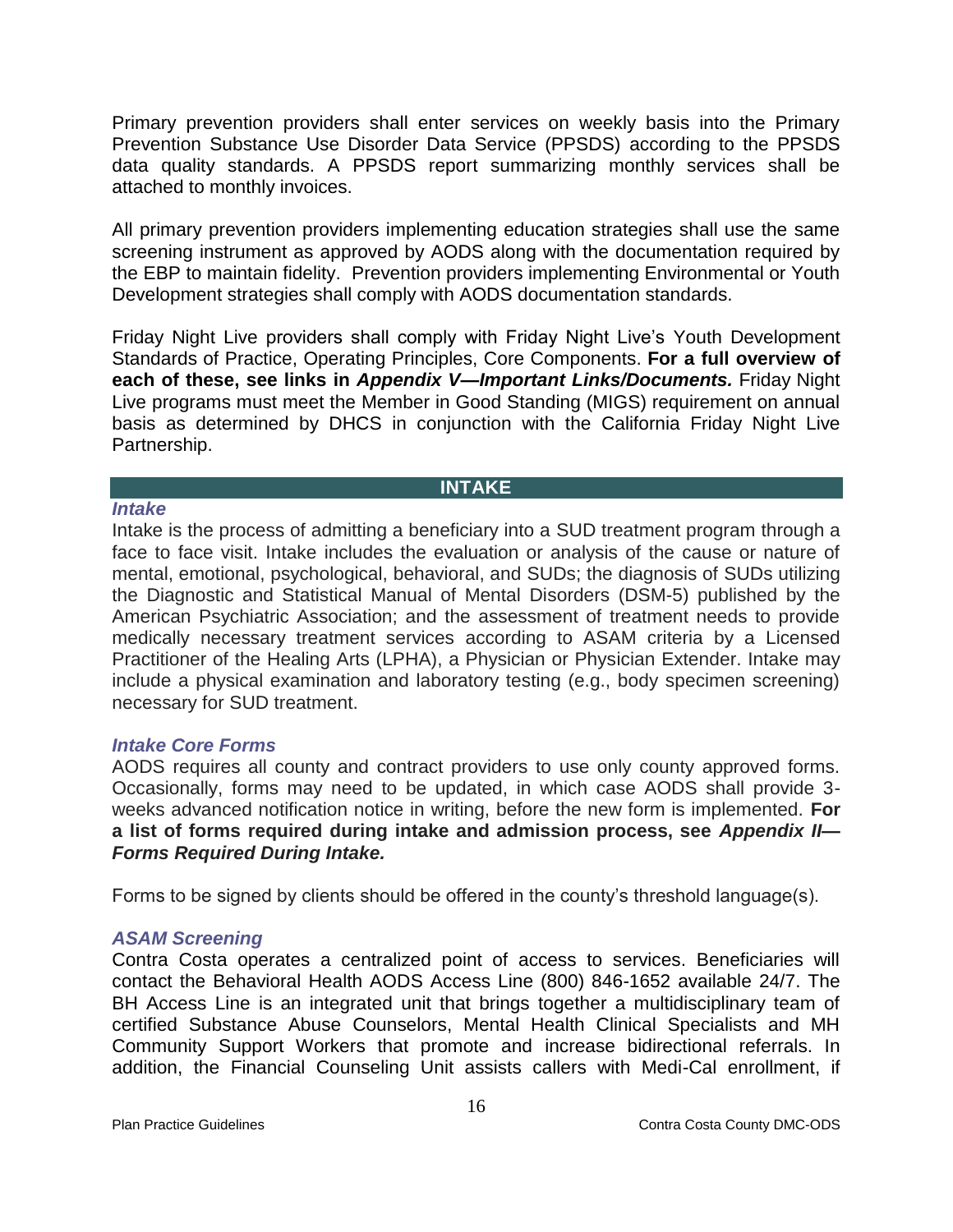Primary prevention providers shall enter services on weekly basis into the Primary Prevention Substance Use Disorder Data Service (PPSDS) according to the PPSDS data quality standards. A PPSDS report summarizing monthly services shall be attached to monthly invoices.

All primary prevention providers implementing education strategies shall use the same screening instrument as approved by AODS along with the documentation required by the EBP to maintain fidelity. Prevention providers implementing Environmental or Youth Development strategies shall comply with AODS documentation standards.

Friday Night Live providers shall comply with Friday Night Live's Youth Development Standards of Practice, Operating Principles, Core Components. **For a full overview of each of these, see links in *Appendix V—Important Links/Documents.*** Friday Night Live programs must meet the Member in Good Standing (MIGS) requirement on annual basis as determined by DHCS in conjunction with the California Friday Night Live Partnership.

## INTAKE

### *Intake*

Intake is the process of admitting a beneficiary into a SUD treatment program through a face to face visit. Intake includes the evaluation or analysis of the cause or nature of mental, emotional, psychological, behavioral, and SUDs; the diagnosis of SUDs utilizing the Diagnostic and Statistical Manual of Mental Disorders (DSM-5) published by the American Psychiatric Association; and the assessment of treatment needs to provide medically necessary treatment services according to ASAM criteria by a Licensed Practitioner of the Healing Arts (LPHA), a Physician or Physician Extender. Intake may include a physical examination and laboratory testing (e.g., body specimen screening) necessary for SUD treatment.

### *Intake Core Forms*

AODS requires all county and contract providers to use only county approved forms. Occasionally, forms may need to be updated, in which case AODS shall provide 3-weeks advanced notification notice in writing, before the new form is implemented. **For a list of forms required during intake and admission process, see *Appendix II—Forms Required During Intake.***

Forms to be signed by clients should be offered in the county's threshold language(s).

### *ASAM Screening*

Contra Costa operates a centralized point of access to services. Beneficiaries will contact the Behavioral Health AODS Access Line (800) 846-1652 available 24/7. The BH Access Line is an integrated unit that brings together a multidisciplinary team of certified Substance Abuse Counselors, Mental Health Clinical Specialists and MH Community Support Workers that promote and increase bidirectional referrals. In addition, the Financial Counseling Unit assists callers with Medi-Cal enrollment, if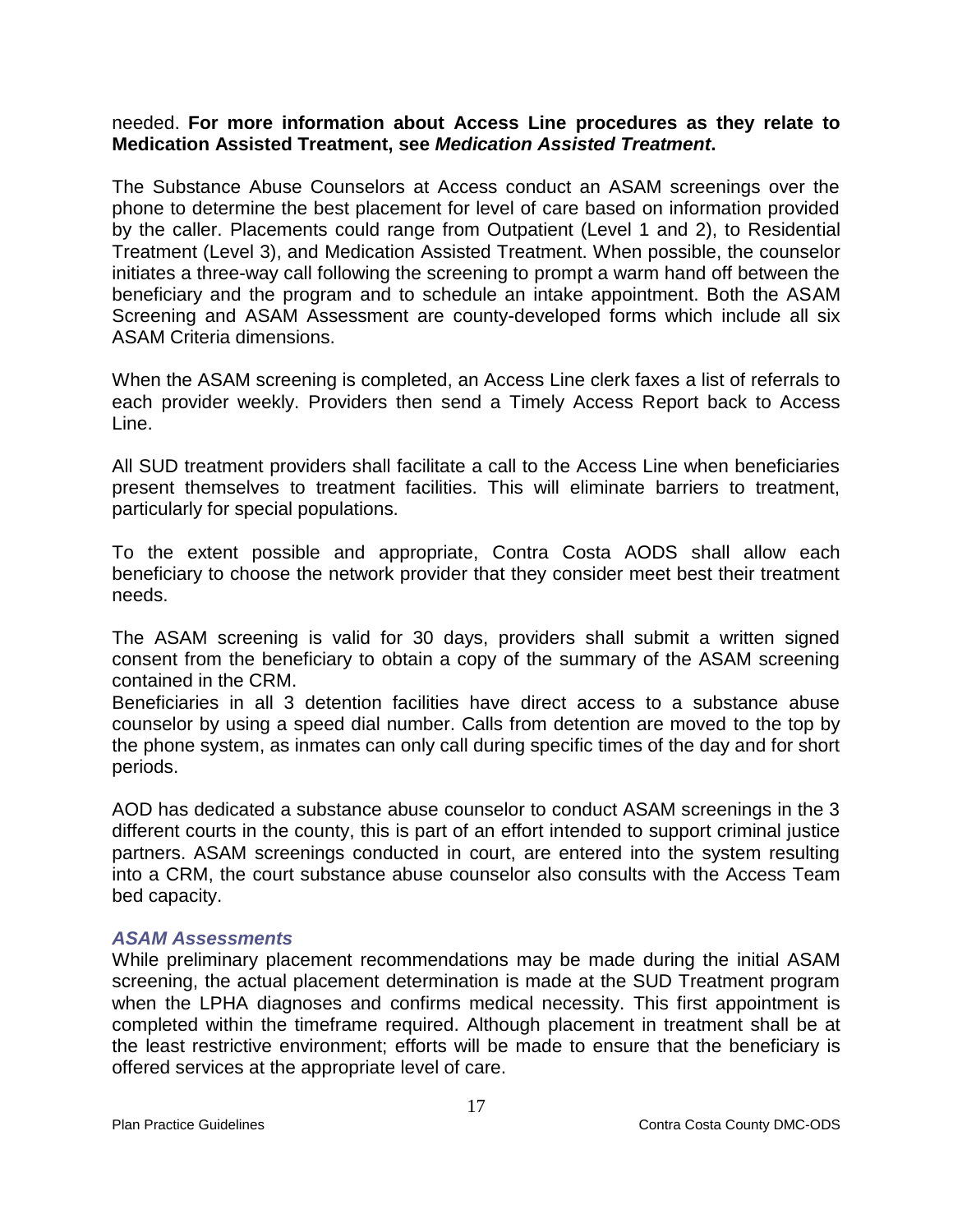needed. **For more information about Access Line procedures as they relate to Medication Assisted Treatment, see *Medication Assisted Treatment*.**

The Substance Abuse Counselors at Access conduct an ASAM screenings over the phone to determine the best placement for level of care based on information provided by the caller. Placements could range from Outpatient (Level 1 and 2), to Residential Treatment (Level 3), and Medication Assisted Treatment. When possible, the counselor initiates a three-way call following the screening to prompt a warm hand off between the beneficiary and the program and to schedule an intake appointment. Both the ASAM Screening and ASAM Assessment are county-developed forms which include all six ASAM Criteria dimensions.

When the ASAM screening is completed, an Access Line clerk faxes a list of referrals to each provider weekly. Providers then send a Timely Access Report back to Access Line.

All SUD treatment providers shall facilitate a call to the Access Line when beneficiaries present themselves to treatment facilities. This will eliminate barriers to treatment, particularly for special populations.

To the extent possible and appropriate, Contra Costa AODS shall allow each beneficiary to choose the network provider that they consider meet best their treatment needs.

The ASAM screening is valid for 30 days, providers shall submit a written signed consent from the beneficiary to obtain a copy of the summary of the ASAM screening contained in the CRM.
Beneficiaries in all 3 detention facilities have direct access to a substance abuse counselor by using a speed dial number. Calls from detention are moved to the top by the phone system, as inmates can only call during specific times of the day and for short periods.

AOD has dedicated a substance abuse counselor to conduct ASAM screenings in the 3 different courts in the county, this is part of an effort intended to support criminal justice partners. ASAM screenings conducted in court, are entered into the system resulting into a CRM, the court substance abuse counselor also consults with the Access Team bed capacity.

### *ASAM Assessments*

While preliminary placement recommendations may be made during the initial ASAM screening, the actual placement determination is made at the SUD Treatment program when the LPHA diagnoses and confirms medical necessity. This first appointment is completed within the timeframe required. Although placement in treatment shall be at the least restrictive environment; efforts will be made to ensure that the beneficiary is offered services at the appropriate level of care.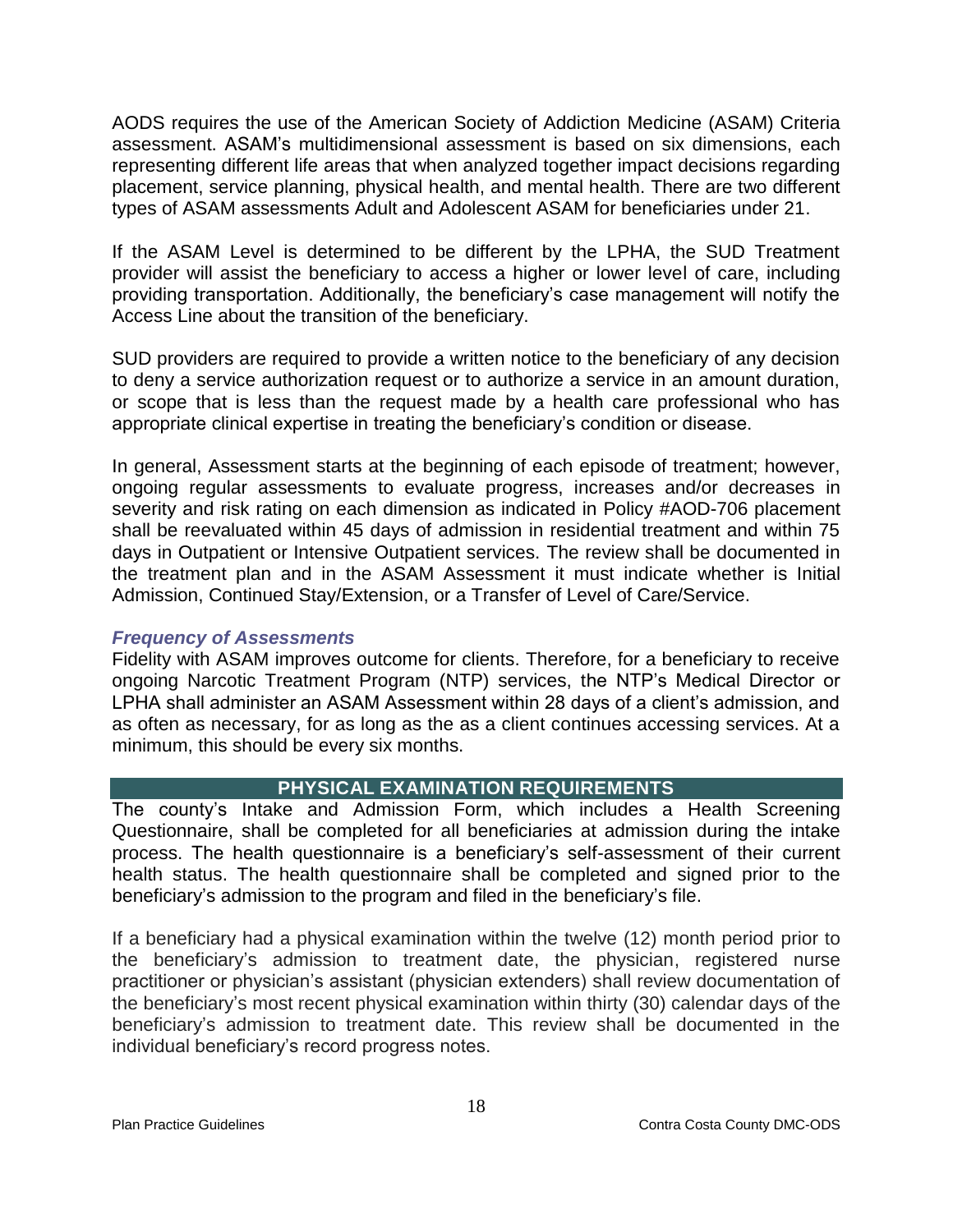AODS requires the use of the American Society of Addiction Medicine (ASAM) Criteria assessment. ASAM's multidimensional assessment is based on six dimensions, each representing different life areas that when analyzed together impact decisions regarding placement, service planning, physical health, and mental health. There are two different types of ASAM assessments Adult and Adolescent ASAM for beneficiaries under 21.

If the ASAM Level is determined to be different by the LPHA, the SUD Treatment provider will assist the beneficiary to access a higher or lower level of care, including providing transportation. Additionally, the beneficiary's case management will notify the Access Line about the transition of the beneficiary.

SUD providers are required to provide a written notice to the beneficiary of any decision to deny a service authorization request or to authorize a service in an amount duration, or scope that is less than the request made by a health care professional who has appropriate clinical expertise in treating the beneficiary's condition or disease.

In general, Assessment starts at the beginning of each episode of treatment; however, ongoing regular assessments to evaluate progress, increases and/or decreases in severity and risk rating on each dimension as indicated in Policy #AOD-706 placement shall be reevaluated within 45 days of admission in residential treatment and within 75 days in Outpatient or Intensive Outpatient services. The review shall be documented in the treatment plan and in the ASAM Assessment it must indicate whether is Initial Admission, Continued Stay/Extension, or a Transfer of Level of Care/Service.

### *Frequency of Assessments*

Fidelity with ASAM improves outcome for clients. Therefore, for a beneficiary to receive ongoing Narcotic Treatment Program (NTP) services, the NTP's Medical Director or LPHA shall administer an ASAM Assessment within 28 days of a client's admission, and as often as necessary, for as long as the as a client continues accessing services. At a minimum, this should be every six months.

## PHYSICAL EXAMINATION REQUIREMENTS

The county's Intake and Admission Form, which includes a Health Screening Questionnaire, shall be completed for all beneficiaries at admission during the intake process. The health questionnaire is a beneficiary's self-assessment of their current health status. The health questionnaire shall be completed and signed prior to the beneficiary's admission to the program and filed in the beneficiary's file.

If a beneficiary had a physical examination within the twelve (12) month period prior to the beneficiary's admission to treatment date, the physician, registered nurse practitioner or physician's assistant (physician extenders) shall review documentation of the beneficiary's most recent physical examination within thirty (30) calendar days of the beneficiary's admission to treatment date. This review shall be documented in the individual beneficiary's record progress notes.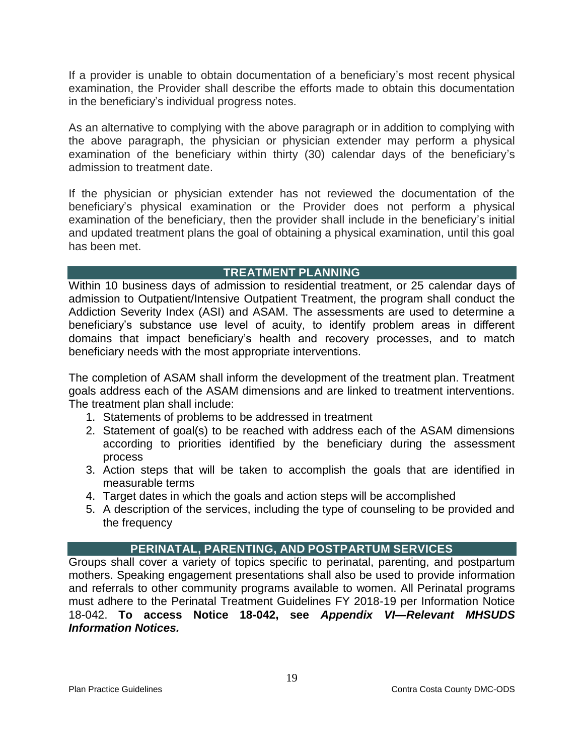If a provider is unable to obtain documentation of a beneficiary's most recent physical examination, the Provider shall describe the efforts made to obtain this documentation in the beneficiary's individual progress notes.

As an alternative to complying with the above paragraph or in addition to complying with the above paragraph, the physician or physician extender may perform a physical examination of the beneficiary within thirty (30) calendar days of the beneficiary's admission to treatment date.

If the physician or physician extender has not reviewed the documentation of the beneficiary's physical examination or the Provider does not perform a physical examination of the beneficiary, then the provider shall include in the beneficiary's initial and updated treatment plans the goal of obtaining a physical examination, until this goal has been met.

## TREATMENT PLANNING

Within 10 business days of admission to residential treatment, or 25 calendar days of admission to Outpatient/Intensive Outpatient Treatment, the program shall conduct the Addiction Severity Index (ASI) and ASAM. The assessments are used to determine a beneficiary's substance use level of acuity, to identify problem areas in different domains that impact beneficiary's health and recovery processes, and to match beneficiary needs with the most appropriate interventions.

The completion of ASAM shall inform the development of the treatment plan. Treatment goals address each of the ASAM dimensions and are linked to treatment interventions. The treatment plan shall include:

1. Statements of problems to be addressed in treatment
2. Statement of goal(s) to be reached with address each of the ASAM dimensions according to priorities identified by the beneficiary during the assessment process
3. Action steps that will be taken to accomplish the goals that are identified in measurable terms
4. Target dates in which the goals and action steps will be accomplished
5. A description of the services, including the type of counseling to be provided and the frequency

## PERINATAL, PARENTING, AND POSTPARTUM SERVICES

Groups shall cover a variety of topics specific to perinatal, parenting, and postpartum mothers. Speaking engagement presentations shall also be used to provide information and referrals to other community programs available to women. All Perinatal programs must adhere to the Perinatal Treatment Guidelines FY 2018-19 per Information Notice 18-042. **To access Notice 18-042, see *Appendix VI—Relevant MHSUDS Information Notices.***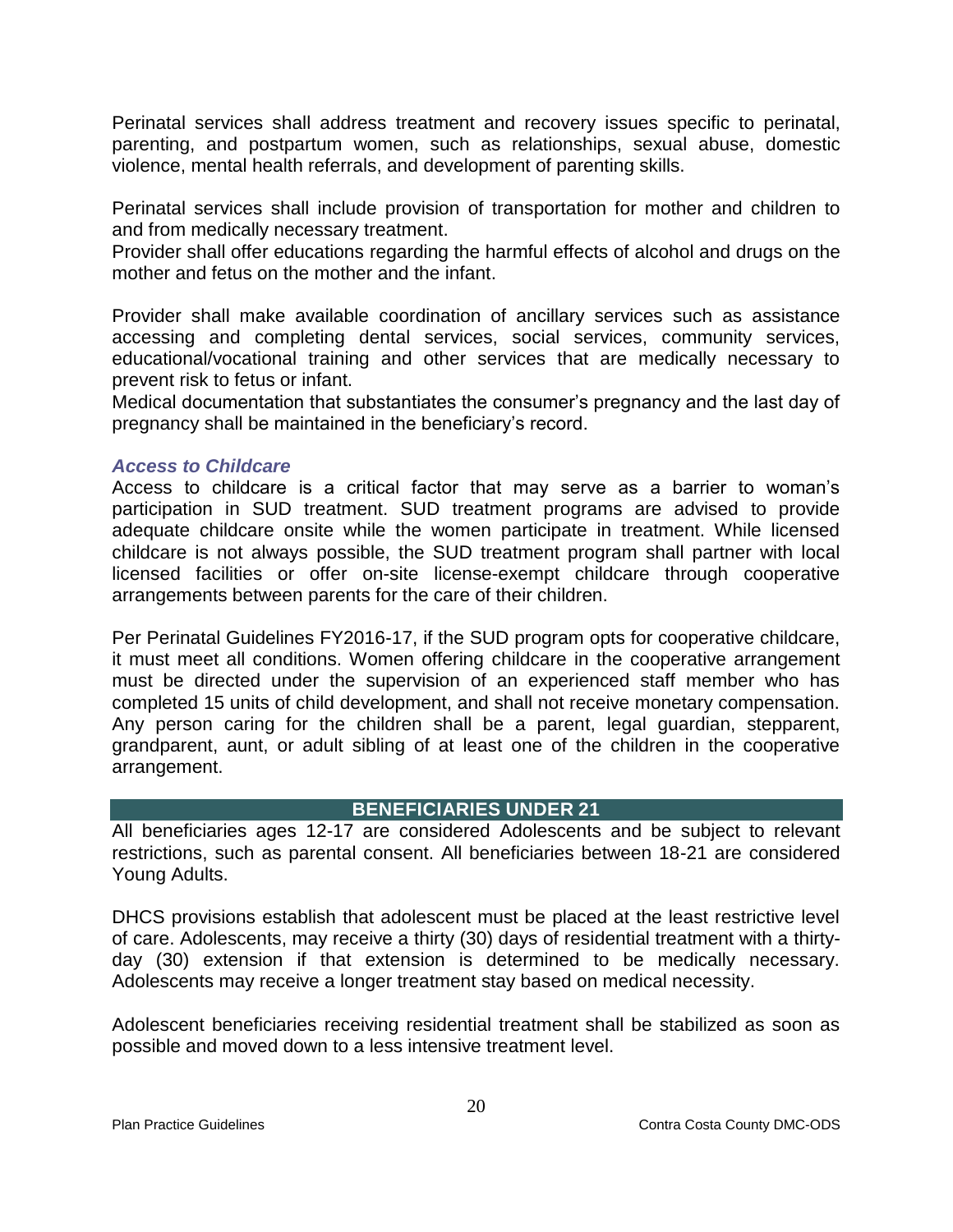Perinatal services shall address treatment and recovery issues specific to perinatal, parenting, and postpartum women, such as relationships, sexual abuse, domestic violence, mental health referrals, and development of parenting skills.

Perinatal services shall include provision of transportation for mother and children to and from medically necessary treatment.
Provider shall offer educations regarding the harmful effects of alcohol and drugs on the mother and fetus on the mother and the infant.

Provider shall make available coordination of ancillary services such as assistance accessing and completing dental services, social services, community services, educational/vocational training and other services that are medically necessary to prevent risk to fetus or infant.
Medical documentation that substantiates the consumer's pregnancy and the last day of pregnancy shall be maintained in the beneficiary's record.

### *Access to Childcare*

Access to childcare is a critical factor that may serve as a barrier to woman's participation in SUD treatment. SUD treatment programs are advised to provide adequate childcare onsite while the women participate in treatment. While licensed childcare is not always possible, the SUD treatment program shall partner with local licensed facilities or offer on-site license-exempt childcare through cooperative arrangements between parents for the care of their children.

Per Perinatal Guidelines FY2016-17, if the SUD program opts for cooperative childcare, it must meet all conditions. Women offering childcare in the cooperative arrangement must be directed under the supervision of an experienced staff member who has completed 15 units of child development, and shall not receive monetary compensation. Any person caring for the children shall be a parent, legal guardian, stepparent, grandparent, aunt, or adult sibling of at least one of the children in the cooperative arrangement.

## BENEFICIARIES UNDER 21

All beneficiaries ages 12-17 are considered Adolescents and be subject to relevant restrictions, such as parental consent. All beneficiaries between 18-21 are considered Young Adults.

DHCS provisions establish that adolescent must be placed at the least restrictive level of care. Adolescents, may receive a thirty (30) days of residential treatment with a thirty-day (30) extension if that extension is determined to be medically necessary. Adolescents may receive a longer treatment stay based on medical necessity.

Adolescent beneficiaries receiving residential treatment shall be stabilized as soon as possible and moved down to a less intensive treatment level.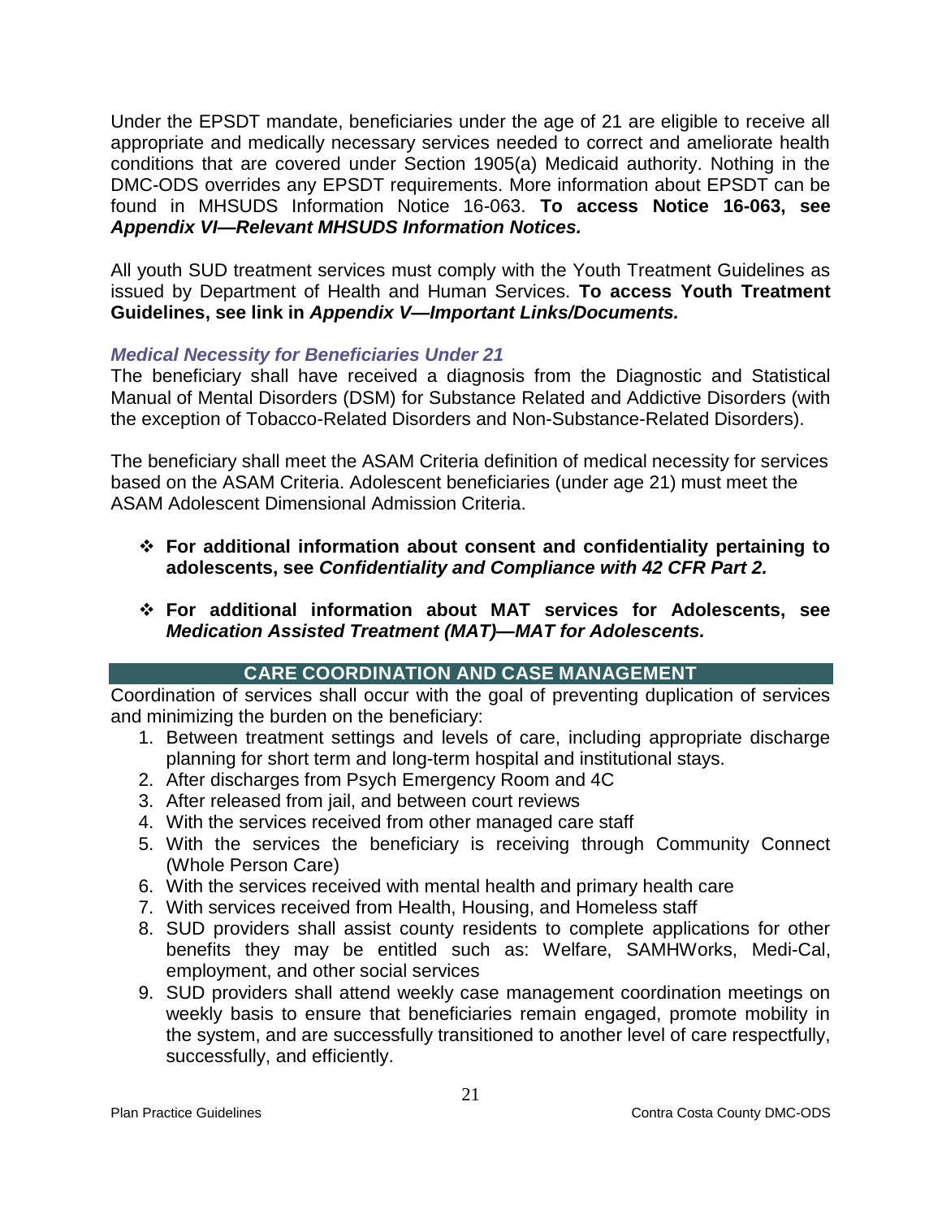Under the EPSDT mandate, beneficiaries under the age of 21 are eligible to receive all appropriate and medically necessary services needed to correct and ameliorate health conditions that are covered under Section 1905(a) Medicaid authority. Nothing in the DMC-ODS overrides any EPSDT requirements. More information about EPSDT can be found in MHSUDS Information Notice 16-063. **To access Notice 16-063, see *Appendix VI—Relevant MHSUDS Information Notices.***

All youth SUD treatment services must comply with the Youth Treatment Guidelines as issued by Department of Health and Human Services. **To access Youth Treatment Guidelines, see link in *Appendix V—Important Links/Documents.***

### *Medical Necessity for Beneficiaries Under 21*

The beneficiary shall have received a diagnosis from the Diagnostic and Statistical Manual of Mental Disorders (DSM) for Substance Related and Addictive Disorders (with the exception of Tobacco-Related Disorders and Non-Substance-Related Disorders).

The beneficiary shall meet the ASAM Criteria definition of medical necessity for services based on the ASAM Criteria. Adolescent beneficiaries (under age 21) must meet the ASAM Adolescent Dimensional Admission Criteria.

- ❖ **For additional information about consent and confidentiality pertaining to adolescents, see *Confidentiality and Compliance with 42 CFR Part 2.***
- ❖ **For additional information about MAT services for Adolescents, see *Medication Assisted Treatment (MAT)—MAT for Adolescents.***

## CARE COORDINATION AND CASE MANAGEMENT

Coordination of services shall occur with the goal of preventing duplication of services and minimizing the burden on the beneficiary:

1. Between treatment settings and levels of care, including appropriate discharge planning for short term and long-term hospital and institutional stays.
2. After discharges from Psych Emergency Room and 4C
3. After released from jail, and between court reviews
4. With the services received from other managed care staff
5. With the services the beneficiary is receiving through Community Connect (Whole Person Care)
6. With the services received with mental health and primary health care
7. With services received from Health, Housing, and Homeless staff
8. SUD providers shall assist county residents to complete applications for other benefits they may be entitled such as: Welfare, SAMHWorks, Medi-Cal, employment, and other social services
9. SUD providers shall attend weekly case management coordination meetings on weekly basis to ensure that beneficiaries remain engaged, promote mobility in the system, and are successfully transitioned to another level of care respectfully, successfully, and efficiently.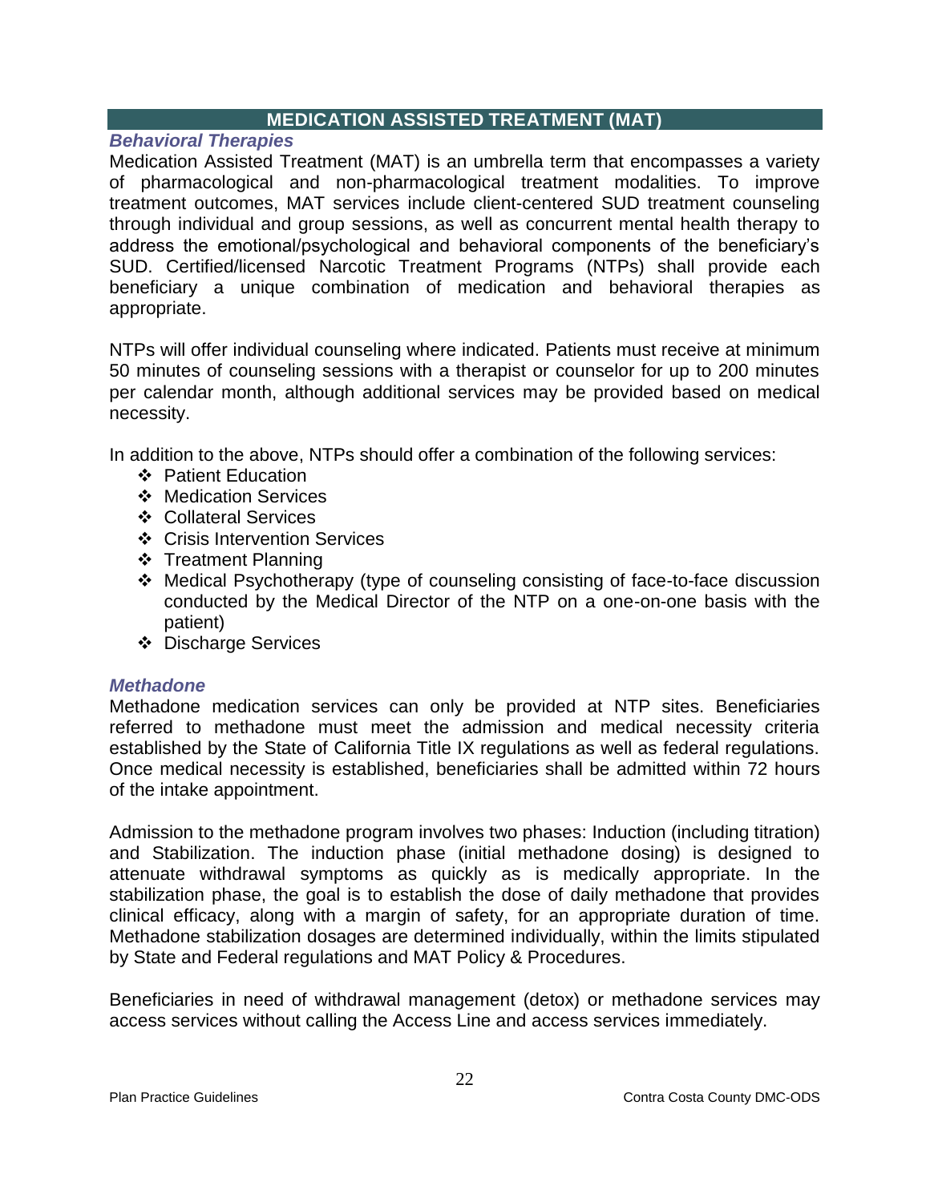## MEDICATION ASSISTED TREATMENT (MAT)

### *Behavioral Therapies*

Medication Assisted Treatment (MAT) is an umbrella term that encompasses a variety of pharmacological and non-pharmacological treatment modalities. To improve treatment outcomes, MAT services include client-centered SUD treatment counseling through individual and group sessions, as well as concurrent mental health therapy to address the emotional/psychological and behavioral components of the beneficiary's SUD. Certified/licensed Narcotic Treatment Programs (NTPs) shall provide each beneficiary a unique combination of medication and behavioral therapies as appropriate.

NTPs will offer individual counseling where indicated. Patients must receive at minimum 50 minutes of counseling sessions with a therapist or counselor for up to 200 minutes per calendar month, although additional services may be provided based on medical necessity.

In addition to the above, NTPs should offer a combination of the following services:

- Patient Education
- Medication Services
- Collateral Services
- Crisis Intervention Services
- Treatment Planning
- Medical Psychotherapy (type of counseling consisting of face-to-face discussion conducted by the Medical Director of the NTP on a one-on-one basis with the patient)
- Discharge Services

### *Methadone*

Methadone medication services can only be provided at NTP sites. Beneficiaries referred to methadone must meet the admission and medical necessity criteria established by the State of California Title IX regulations as well as federal regulations. Once medical necessity is established, beneficiaries shall be admitted within 72 hours of the intake appointment.

Admission to the methadone program involves two phases: Induction (including titration) and Stabilization. The induction phase (initial methadone dosing) is designed to attenuate withdrawal symptoms as quickly as is medically appropriate. In the stabilization phase, the goal is to establish the dose of daily methadone that provides clinical efficacy, along with a margin of safety, for an appropriate duration of time. Methadone stabilization dosages are determined individually, within the limits stipulated by State and Federal regulations and MAT Policy & Procedures.

Beneficiaries in need of withdrawal management (detox) or methadone services may access services without calling the Access Line and access services immediately.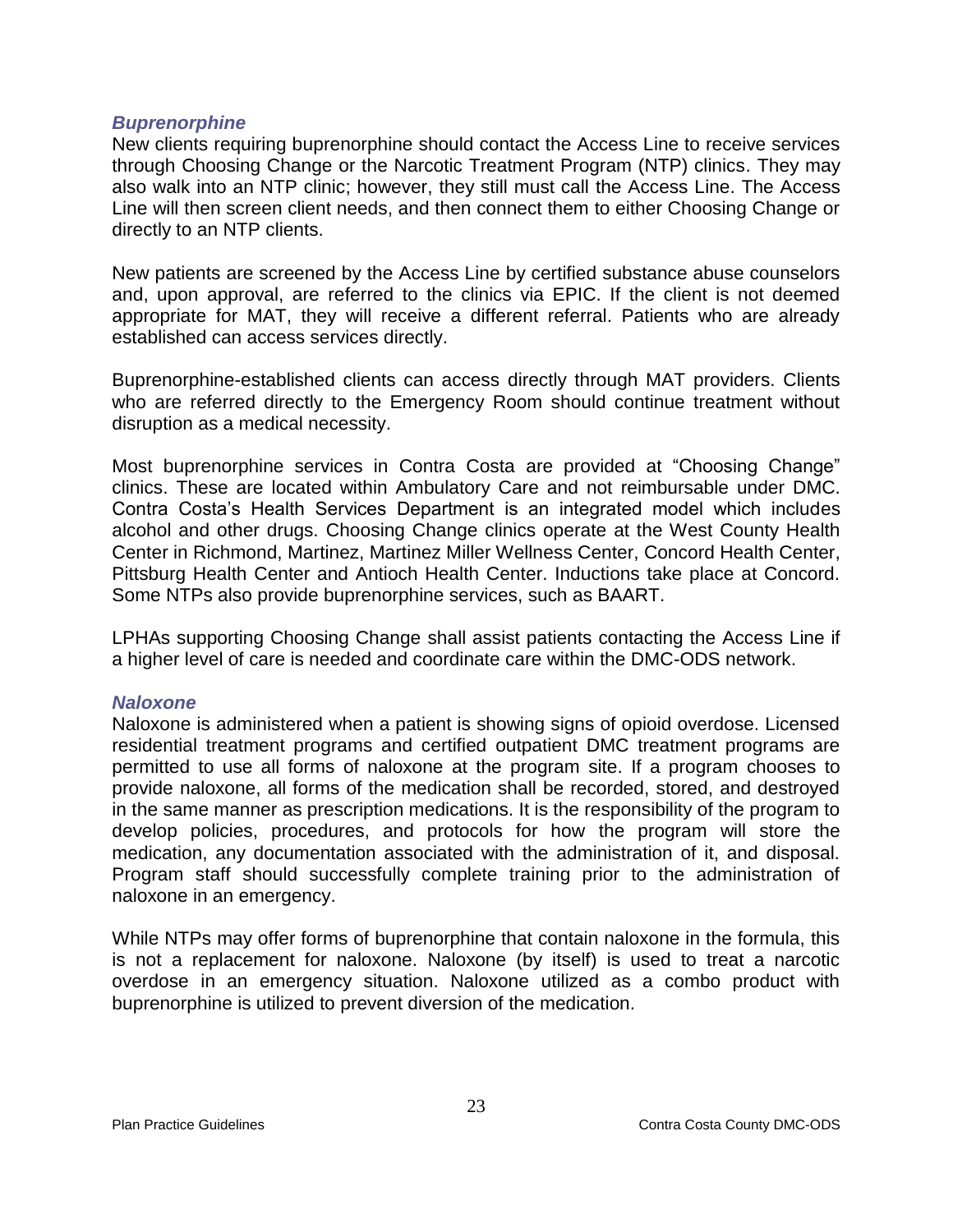### *Buprenorphine*

New clients requiring buprenorphine should contact the Access Line to receive services through Choosing Change or the Narcotic Treatment Program (NTP) clinics. They may also walk into an NTP clinic; however, they still must call the Access Line. The Access Line will then screen client needs, and then connect them to either Choosing Change or directly to an NTP clients.

New patients are screened by the Access Line by certified substance abuse counselors and, upon approval, are referred to the clinics via EPIC. If the client is not deemed appropriate for MAT, they will receive a different referral. Patients who are already established can access services directly.

Buprenorphine-established clients can access directly through MAT providers. Clients who are referred directly to the Emergency Room should continue treatment without disruption as a medical necessity.

Most buprenorphine services in Contra Costa are provided at "Choosing Change" clinics. These are located within Ambulatory Care and not reimbursable under DMC. Contra Costa's Health Services Department is an integrated model which includes alcohol and other drugs. Choosing Change clinics operate at the West County Health Center in Richmond, Martinez, Martinez Miller Wellness Center, Concord Health Center, Pittsburg Health Center and Antioch Health Center. Inductions take place at Concord. Some NTPs also provide buprenorphine services, such as BAART.

LPHAs supporting Choosing Change shall assist patients contacting the Access Line if a higher level of care is needed and coordinate care within the DMC-ODS network.

### *Naloxone*

Naloxone is administered when a patient is showing signs of opioid overdose. Licensed residential treatment programs and certified outpatient DMC treatment programs are permitted to use all forms of naloxone at the program site. If a program chooses to provide naloxone, all forms of the medication shall be recorded, stored, and destroyed in the same manner as prescription medications. It is the responsibility of the program to develop policies, procedures, and protocols for how the program will store the medication, any documentation associated with the administration of it, and disposal. Program staff should successfully complete training prior to the administration of naloxone in an emergency.

While NTPs may offer forms of buprenorphine that contain naloxone in the formula, this is not a replacement for naloxone. Naloxone (by itself) is used to treat a narcotic overdose in an emergency situation. Naloxone utilized as a combo product with buprenorphine is utilized to prevent diversion of the medication.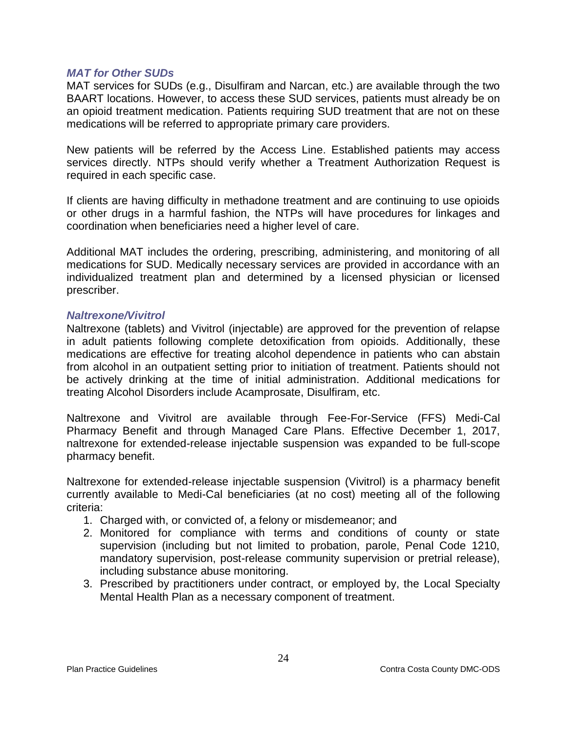### *MAT for Other SUDs*

MAT services for SUDs (e.g., Disulfiram and Narcan, etc.) are available through the two BAART locations. However, to access these SUD services, patients must already be on an opioid treatment medication. Patients requiring SUD treatment that are not on these medications will be referred to appropriate primary care providers.

New patients will be referred by the Access Line. Established patients may access services directly. NTPs should verify whether a Treatment Authorization Request is required in each specific case.

If clients are having difficulty in methadone treatment and are continuing to use opioids or other drugs in a harmful fashion, the NTPs will have procedures for linkages and coordination when beneficiaries need a higher level of care.

Additional MAT includes the ordering, prescribing, administering, and monitoring of all medications for SUD. Medically necessary services are provided in accordance with an individualized treatment plan and determined by a licensed physician or licensed prescriber.

### *Naltrexone/Vivitrol*

Naltrexone (tablets) and Vivitrol (injectable) are approved for the prevention of relapse in adult patients following complete detoxification from opioids. Additionally, these medications are effective for treating alcohol dependence in patients who can abstain from alcohol in an outpatient setting prior to initiation of treatment. Patients should not be actively drinking at the time of initial administration. Additional medications for treating Alcohol Disorders include Acamprosate, Disulfiram, etc.

Naltrexone and Vivitrol are available through Fee-For-Service (FFS) Medi-Cal Pharmacy Benefit and through Managed Care Plans. Effective December 1, 2017, naltrexone for extended-release injectable suspension was expanded to be full-scope pharmacy benefit.

Naltrexone for extended-release injectable suspension (Vivitrol) is a pharmacy benefit currently available to Medi-Cal beneficiaries (at no cost) meeting all of the following criteria:

1. Charged with, or convicted of, a felony or misdemeanor; and
2. Monitored for compliance with terms and conditions of county or state supervision (including but not limited to probation, parole, Penal Code 1210, mandatory supervision, post-release community supervision or pretrial release), including substance abuse monitoring.
3. Prescribed by practitioners under contract, or employed by, the Local Specialty Mental Health Plan as a necessary component of treatment.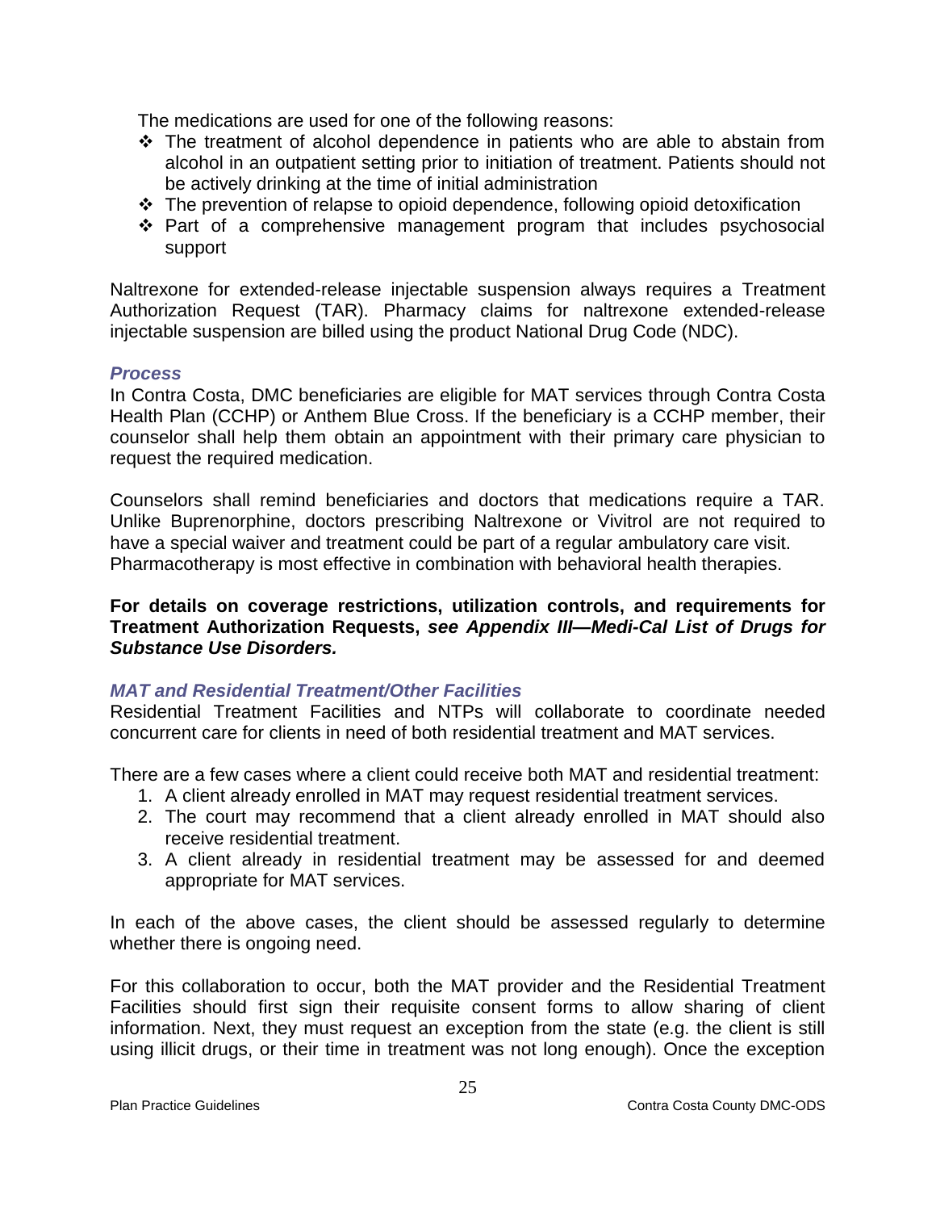The medications are used for one of the following reasons:

- The treatment of alcohol dependence in patients who are able to abstain from alcohol in an outpatient setting prior to initiation of treatment. Patients should not be actively drinking at the time of initial administration
- The prevention of relapse to opioid dependence, following opioid detoxification
- Part of a comprehensive management program that includes psychosocial support

Naltrexone for extended-release injectable suspension always requires a Treatment Authorization Request (TAR). Pharmacy claims for naltrexone extended-release injectable suspension are billed using the product National Drug Code (NDC).

### *Process*

In Contra Costa, DMC beneficiaries are eligible for MAT services through Contra Costa Health Plan (CCHP) or Anthem Blue Cross. If the beneficiary is a CCHP member, their counselor shall help them obtain an appointment with their primary care physician to request the required medication.

Counselors shall remind beneficiaries and doctors that medications require a TAR. Unlike Buprenorphine, doctors prescribing Naltrexone or Vivitrol are not required to have a special waiver and treatment could be part of a regular ambulatory care visit. Pharmacotherapy is most effective in combination with behavioral health therapies.

**For details on coverage restrictions, utilization controls, and requirements for Treatment Authorization Requests, *see Appendix III—Medi-Cal List of Drugs for Substance Use Disorders.***

### *MAT and Residential Treatment/Other Facilities*

Residential Treatment Facilities and NTPs will collaborate to coordinate needed concurrent care for clients in need of both residential treatment and MAT services.

There are a few cases where a client could receive both MAT and residential treatment:

1. A client already enrolled in MAT may request residential treatment services.
2. The court may recommend that a client already enrolled in MAT should also receive residential treatment.
3. A client already in residential treatment may be assessed for and deemed appropriate for MAT services.

In each of the above cases, the client should be assessed regularly to determine whether there is ongoing need.

For this collaboration to occur, both the MAT provider and the Residential Treatment Facilities should first sign their requisite consent forms to allow sharing of client information. Next, they must request an exception from the state (e.g. the client is still using illicit drugs, or their time in treatment was not long enough). Once the exception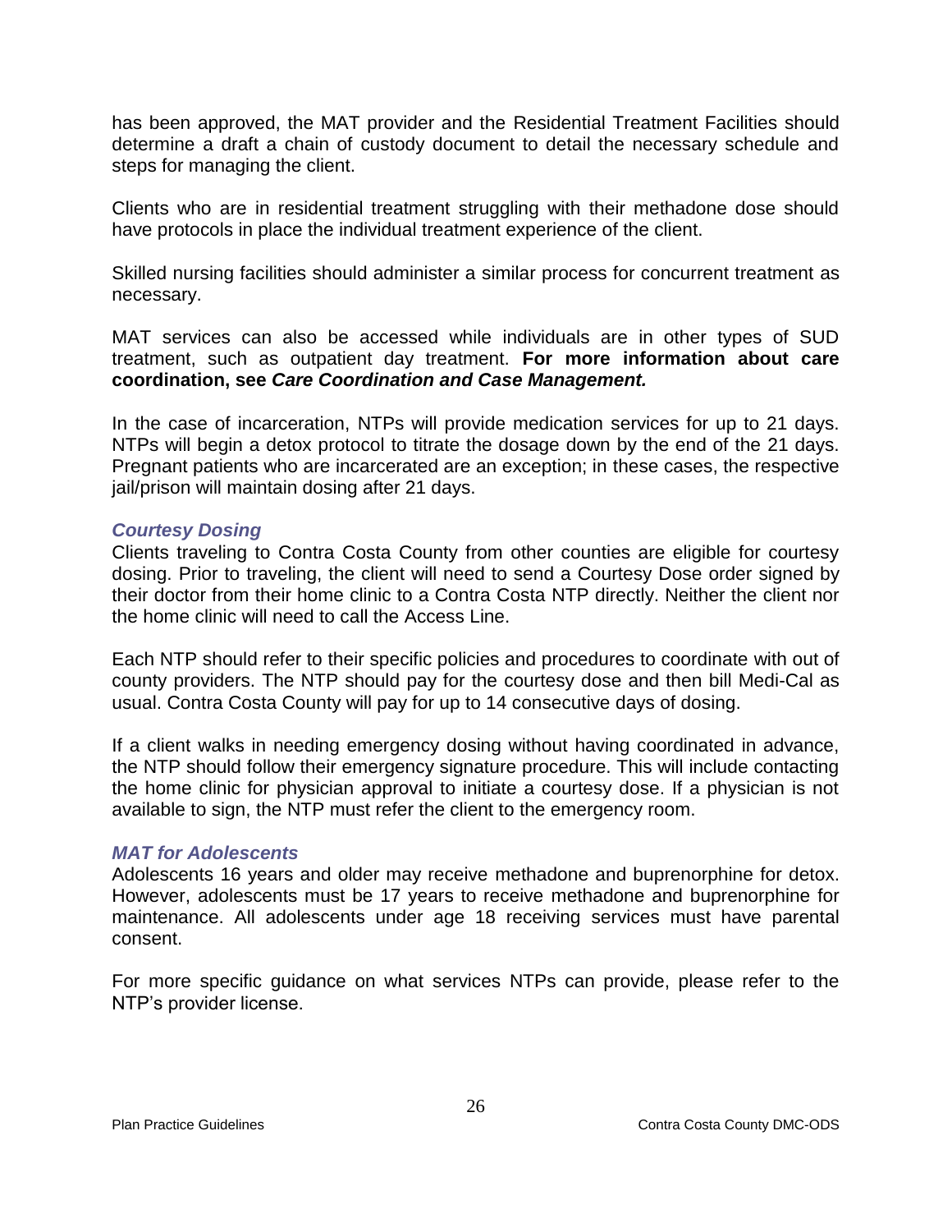has been approved, the MAT provider and the Residential Treatment Facilities should determine a draft a chain of custody document to detail the necessary schedule and steps for managing the client.

Clients who are in residential treatment struggling with their methadone dose should have protocols in place the individual treatment experience of the client.

Skilled nursing facilities should administer a similar process for concurrent treatment as necessary.

MAT services can also be accessed while individuals are in other types of SUD treatment, such as outpatient day treatment. **For more information about care coordination, see *Care Coordination and Case Management.***

In the case of incarceration, NTPs will provide medication services for up to 21 days. NTPs will begin a detox protocol to titrate the dosage down by the end of the 21 days. Pregnant patients who are incarcerated are an exception; in these cases, the respective jail/prison will maintain dosing after 21 days.

### *Courtesy Dosing*

Clients traveling to Contra Costa County from other counties are eligible for courtesy dosing. Prior to traveling, the client will need to send a Courtesy Dose order signed by their doctor from their home clinic to a Contra Costa NTP directly. Neither the client nor the home clinic will need to call the Access Line.

Each NTP should refer to their specific policies and procedures to coordinate with out of county providers. The NTP should pay for the courtesy dose and then bill Medi-Cal as usual. Contra Costa County will pay for up to 14 consecutive days of dosing.

If a client walks in needing emergency dosing without having coordinated in advance, the NTP should follow their emergency signature procedure. This will include contacting the home clinic for physician approval to initiate a courtesy dose. If a physician is not available to sign, the NTP must refer the client to the emergency room.

### *MAT for Adolescents*

Adolescents 16 years and older may receive methadone and buprenorphine for detox. However, adolescents must be 17 years to receive methadone and buprenorphine for maintenance. All adolescents under age 18 receiving services must have parental consent.

For more specific guidance on what services NTPs can provide, please refer to the NTP's provider license.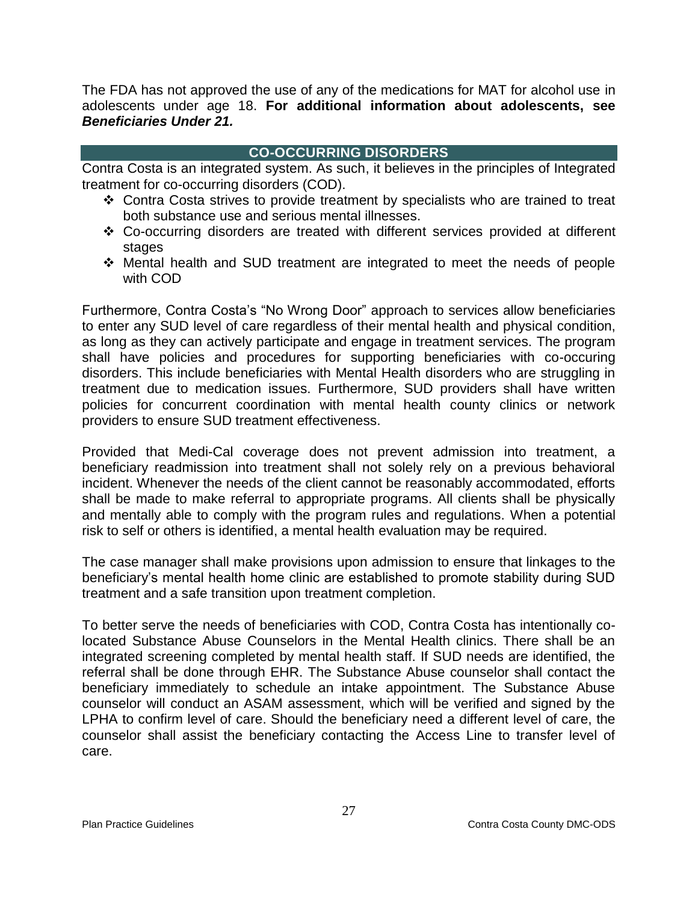The FDA has not approved the use of any of the medications for MAT for alcohol use in adolescents under age 18. **For additional information about adolescents, see *Beneficiaries Under 21.***

## CO-OCCURRING DISORDERS

Contra Costa is an integrated system. As such, it believes in the principles of Integrated treatment for co-occurring disorders (COD).

- ❖ Contra Costa strives to provide treatment by specialists who are trained to treat both substance use and serious mental illnesses.
- ❖ Co-occurring disorders are treated with different services provided at different stages
- ❖ Mental health and SUD treatment are integrated to meet the needs of people with COD

Furthermore, Contra Costa's "No Wrong Door" approach to services allow beneficiaries to enter any SUD level of care regardless of their mental health and physical condition, as long as they can actively participate and engage in treatment services. The program shall have policies and procedures for supporting beneficiaries with co-occuring disorders. This include beneficiaries with Mental Health disorders who are struggling in treatment due to medication issues. Furthermore, SUD providers shall have written policies for concurrent coordination with mental health county clinics or network providers to ensure SUD treatment effectiveness.

Provided that Medi-Cal coverage does not prevent admission into treatment, a beneficiary readmission into treatment shall not solely rely on a previous behavioral incident. Whenever the needs of the client cannot be reasonably accommodated, efforts shall be made to make referral to appropriate programs. All clients shall be physically and mentally able to comply with the program rules and regulations. When a potential risk to self or others is identified, a mental health evaluation may be required.

The case manager shall make provisions upon admission to ensure that linkages to the beneficiary's mental health home clinic are established to promote stability during SUD treatment and a safe transition upon treatment completion.

To better serve the needs of beneficiaries with COD, Contra Costa has intentionally co-located Substance Abuse Counselors in the Mental Health clinics. There shall be an integrated screening completed by mental health staff. If SUD needs are identified, the referral shall be done through EHR. The Substance Abuse counselor shall contact the beneficiary immediately to schedule an intake appointment. The Substance Abuse counselor will conduct an ASAM assessment, which will be verified and signed by the LPHA to confirm level of care. Should the beneficiary need a different level of care, the counselor shall assist the beneficiary contacting the Access Line to transfer level of care.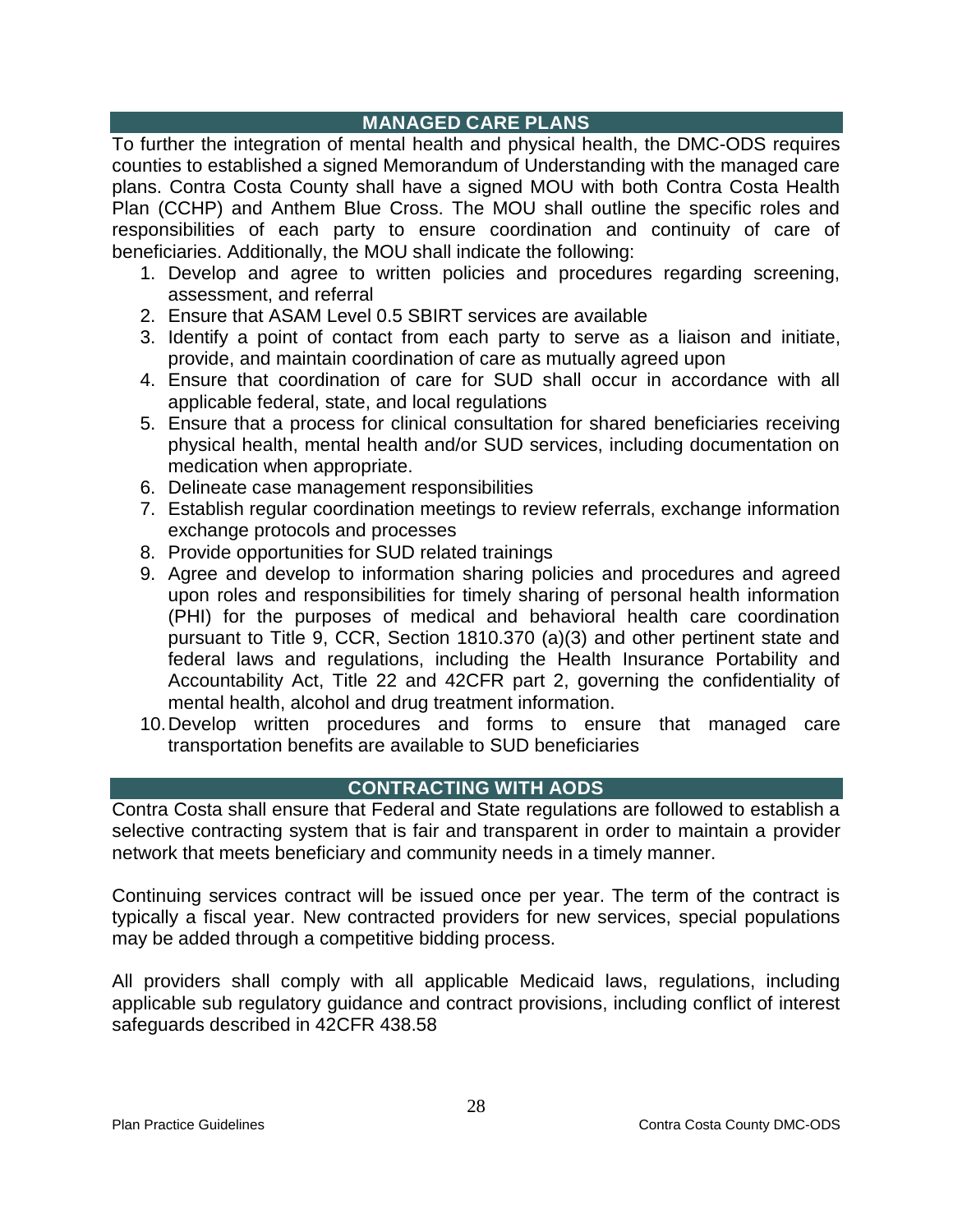## MANAGED CARE PLANS

To further the integration of mental health and physical health, the DMC-ODS requires counties to established a signed Memorandum of Understanding with the managed care plans. Contra Costa County shall have a signed MOU with both Contra Costa Health Plan (CCHP) and Anthem Blue Cross. The MOU shall outline the specific roles and responsibilities of each party to ensure coordination and continuity of care of beneficiaries. Additionally, the MOU shall indicate the following:

1. Develop and agree to written policies and procedures regarding screening, assessment, and referral
2. Ensure that ASAM Level 0.5 SBIRT services are available
3. Identify a point of contact from each party to serve as a liaison and initiate, provide, and maintain coordination of care as mutually agreed upon
4. Ensure that coordination of care for SUD shall occur in accordance with all applicable federal, state, and local regulations
5. Ensure that a process for clinical consultation for shared beneficiaries receiving physical health, mental health and/or SUD services, including documentation on medication when appropriate.
6. Delineate case management responsibilities
7. Establish regular coordination meetings to review referrals, exchange information exchange protocols and processes
8. Provide opportunities for SUD related trainings
9. Agree and develop to information sharing policies and procedures and agreed upon roles and responsibilities for timely sharing of personal health information (PHI) for the purposes of medical and behavioral health care coordination pursuant to Title 9, CCR, Section 1810.370 (a)(3) and other pertinent state and federal laws and regulations, including the Health Insurance Portability and Accountability Act, Title 22 and 42CFR part 2, governing the confidentiality of mental health, alcohol and drug treatment information.
10. Develop written procedures and forms to ensure that managed care transportation benefits are available to SUD beneficiaries

## CONTRACTING WITH AODS

Contra Costa shall ensure that Federal and State regulations are followed to establish a selective contracting system that is fair and transparent in order to maintain a provider network that meets beneficiary and community needs in a timely manner.

Continuing services contract will be issued once per year. The term of the contract is typically a fiscal year. New contracted providers for new services, special populations may be added through a competitive bidding process.

All providers shall comply with all applicable Medicaid laws, regulations, including applicable sub regulatory guidance and contract provisions, including conflict of interest safeguards described in 42CFR 438.58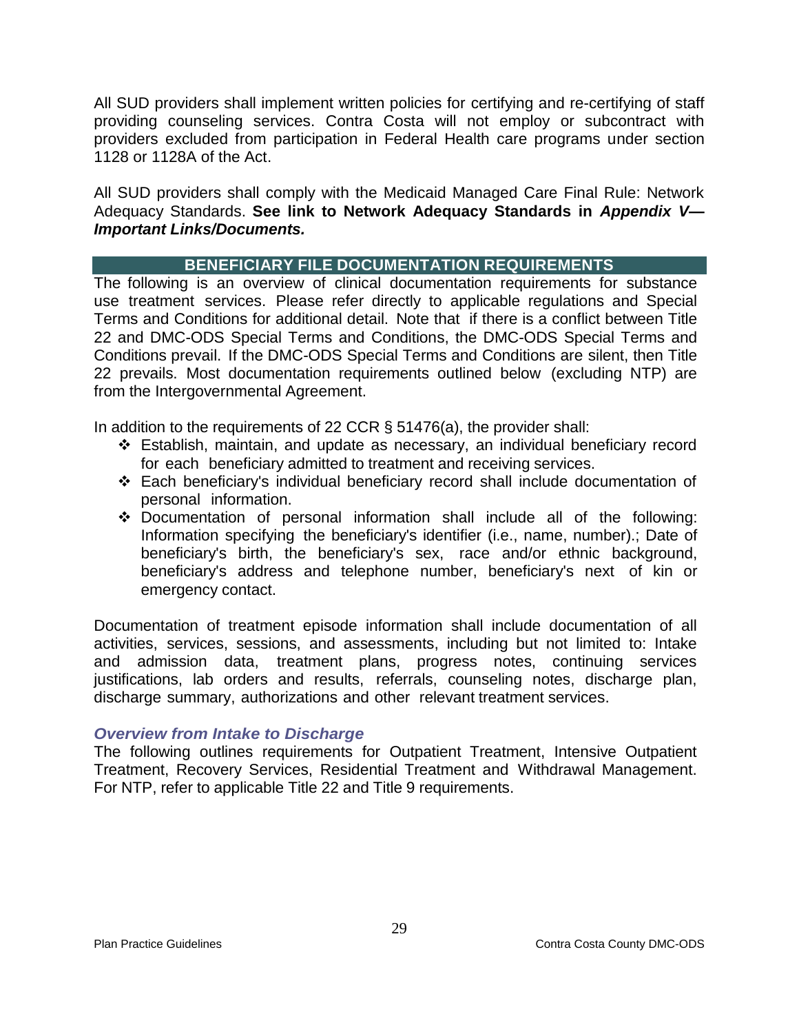All SUD providers shall implement written policies for certifying and re-certifying of staff providing counseling services. Contra Costa will not employ or subcontract with providers excluded from participation in Federal Health care programs under section 1128 or 1128A of the Act.

All SUD providers shall comply with the Medicaid Managed Care Final Rule: Network Adequacy Standards. **See link to Network Adequacy Standards in *Appendix V—Important Links/Documents.***

## BENEFICIARY FILE DOCUMENTATION REQUIREMENTS

The following is an overview of clinical documentation requirements for substance use treatment services. Please refer directly to applicable regulations and Special Terms and Conditions for additional detail. Note that if there is a conflict between Title 22 and DMC-ODS Special Terms and Conditions, the DMC-ODS Special Terms and Conditions prevail. If the DMC-ODS Special Terms and Conditions are silent, then Title 22 prevails. Most documentation requirements outlined below (excluding NTP) are from the Intergovernmental Agreement.

In addition to the requirements of 22 CCR § 51476(a), the provider shall:

- Establish, maintain, and update as necessary, an individual beneficiary record for each beneficiary admitted to treatment and receiving services.
- Each beneficiary's individual beneficiary record shall include documentation of personal information.
- Documentation of personal information shall include all of the following: Information specifying the beneficiary's identifier (i.e., name, number).; Date of beneficiary's birth, the beneficiary's sex, race and/or ethnic background, beneficiary's address and telephone number, beneficiary's next of kin or emergency contact.

Documentation of treatment episode information shall include documentation of all activities, services, sessions, and assessments, including but not limited to: Intake and admission data, treatment plans, progress notes, continuing services justifications, lab orders and results, referrals, counseling notes, discharge plan, discharge summary, authorizations and other relevant treatment services.

### *Overview from Intake to Discharge*

The following outlines requirements for Outpatient Treatment, Intensive Outpatient Treatment, Recovery Services, Residential Treatment and Withdrawal Management. For NTP, refer to applicable Title 22 and Title 9 requirements.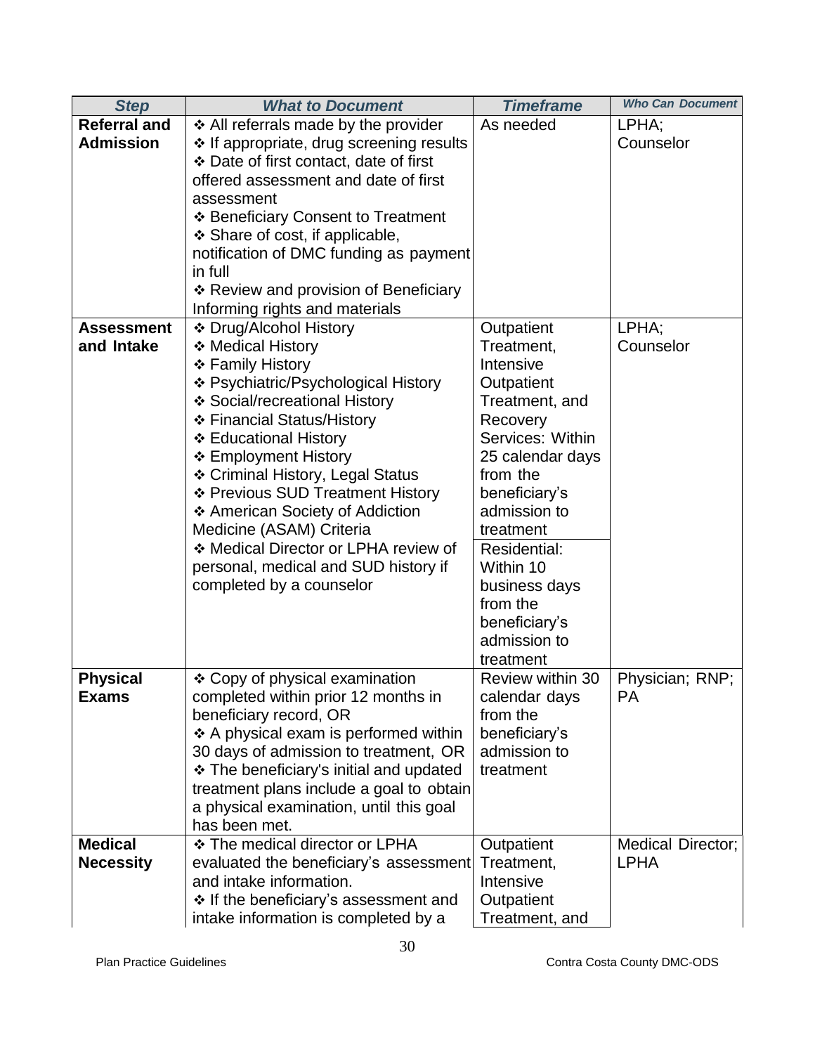| Step | What to Document | Timeframe | Who Can Document |
|---|---|---|---|
| **Referral and Admission** | ❖ All referrals made by the provider<br>❖ If appropriate, drug screening results<br>❖ Date of first contact, date of first offered assessment and date of first assessment<br>❖ Beneficiary Consent to Treatment<br>❖ Share of cost, if applicable, notification of DMC funding as payment in full<br>❖ Review and provision of Beneficiary Informing rights and materials | As needed | LPHA; Counselor |
| **Assessment and Intake** | ❖ Drug/Alcohol History<br>❖ Medical History<br>❖ Family History<br>❖ Psychiatric/Psychological History<br>❖ Social/recreational History<br>❖ Financial Status/History<br>❖ Educational History<br>❖ Employment History<br>❖ Criminal History, Legal Status<br>❖ Previous SUD Treatment History<br>❖ American Society of Addiction Medicine (ASAM) Criteria<br>❖ Medical Director or LPHA review of personal, medical and SUD history if completed by a counselor | Outpatient Treatment, Intensive Outpatient Treatment, and Recovery Services: Within 25 calendar days from the beneficiary's admission to treatment<br><br>Residential: Within 10 business days from the beneficiary's admission to treatment | LPHA; Counselor |
| **Physical Exams** | ❖ Copy of physical examination completed within prior 12 months in beneficiary record, OR<br>❖ A physical exam is performed within 30 days of admission to treatment, OR<br>❖ The beneficiary's initial and updated treatment plans include a goal to obtain a physical examination, until this goal has been met. | Review within 30 calendar days from the beneficiary's admission to treatment | Physician; RNP; PA |
| **Medical Necessity** | ❖ The medical director or LPHA evaluated the beneficiary's assessment and intake information.<br>❖ If the beneficiary's assessment and intake information is completed by a | Outpatient Treatment, Intensive Outpatient Treatment, and | Medical Director; LPHA |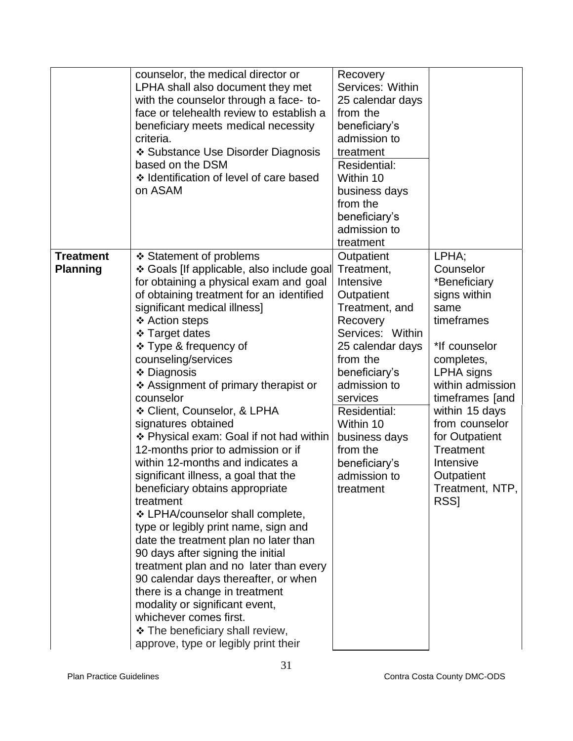| | | | |
|---|---|---|---|
| | counselor, the medical director or LPHA shall also document they met with the counselor through a face- to-face or telehealth review to establish a beneficiary meets medical necessity criteria.<br>❖ Substance Use Disorder Diagnosis based on the DSM<br>❖ Identification of level of care based on ASAM | Recovery Services: Within 25 calendar days from the beneficiary's admission to treatment<br>Residential: Within 10 business days from the beneficiary's admission to treatment | |
| **Treatment Planning** | ❖ Statement of problems<br>❖ Goals [If applicable, also include goal for obtaining a physical exam and goal of obtaining treatment for an identified significant medical illness]<br>❖ Action steps<br>❖ Target dates<br>❖ Type & frequency of counseling/services<br>❖ Diagnosis<br>❖ Assignment of primary therapist or counselor<br>❖ Client, Counselor, & LPHA signatures obtained<br>❖ Physical exam: Goal if not had within 12-months prior to admission or if within 12-months and indicates a significant illness, a goal that the beneficiary obtains appropriate treatment<br>❖ LPHA/counselor shall complete, type or legibly print name, sign and date the treatment plan no later than 90 days after signing the initial treatment plan and no later than every 90 calendar days thereafter, or when there is a change in treatment modality or significant event, whichever comes first.<br>❖ The beneficiary shall review, approve, type or legibly print their | Outpatient Treatment, Intensive Outpatient Treatment, and Recovery Services: Within 25 calendar days from the beneficiary's admission to services<br>Residential: Within 10 business days from the beneficiary's admission to treatment | LPHA; Counselor<br>*Beneficiary signs within same timeframes<br><br>*If counselor completes, LPHA signs within admission timeframes [and within 15 days from counselor for Outpatient Treatment Intensive Outpatient Treatment, NTP, RSS] |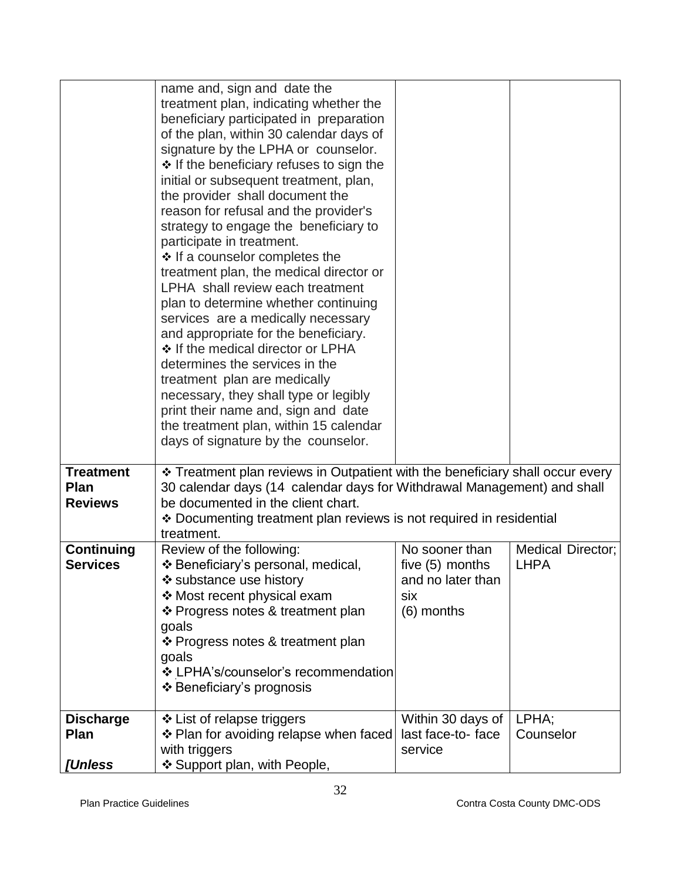| | | | |
|---|---|---|---|
| | name and, sign and date the treatment plan, indicating whether the beneficiary participated in preparation of the plan, within 30 calendar days of signature by the LPHA or counselor.<br>❖ If the beneficiary refuses to sign the initial or subsequent treatment, plan, the provider shall document the reason for refusal and the provider's strategy to engage the beneficiary to participate in treatment.<br>❖ If a counselor completes the treatment plan, the medical director or LPHA shall review each treatment plan to determine whether continuing services are a medically necessary and appropriate for the beneficiary.<br>❖ If the medical director or LPHA determines the services in the treatment plan are medically necessary, they shall type or legibly print their name and, sign and date the treatment plan, within 15 calendar days of signature by the counselor. | | |
| **Treatment Plan Reviews** | ❖ Treatment plan reviews in Outpatient with the beneficiary shall occur every 30 calendar days (14 calendar days for Withdrawal Management) and shall be documented in the client chart.<br>❖ Documenting treatment plan reviews is not required in residential treatment. | | |
| **Continuing Services** | Review of the following:<br>❖ Beneficiary's personal, medical,<br>❖ substance use history<br>❖ Most recent physical exam<br>❖ Progress notes & treatment plan goals<br>❖ Progress notes & treatment plan goals<br>❖ LPHA's/counselor's recommendation<br>❖ Beneficiary's prognosis | No sooner than five (5) months and no later than six (6) months | Medical Director; LHPA |
| **Discharge Plan**<br><br>***[Unless*** | ❖ List of relapse triggers<br>❖ Plan for avoiding relapse when faced with triggers<br>❖ Support plan, with People, | Within 30 days of last face-to- face service | LPHA; Counselor |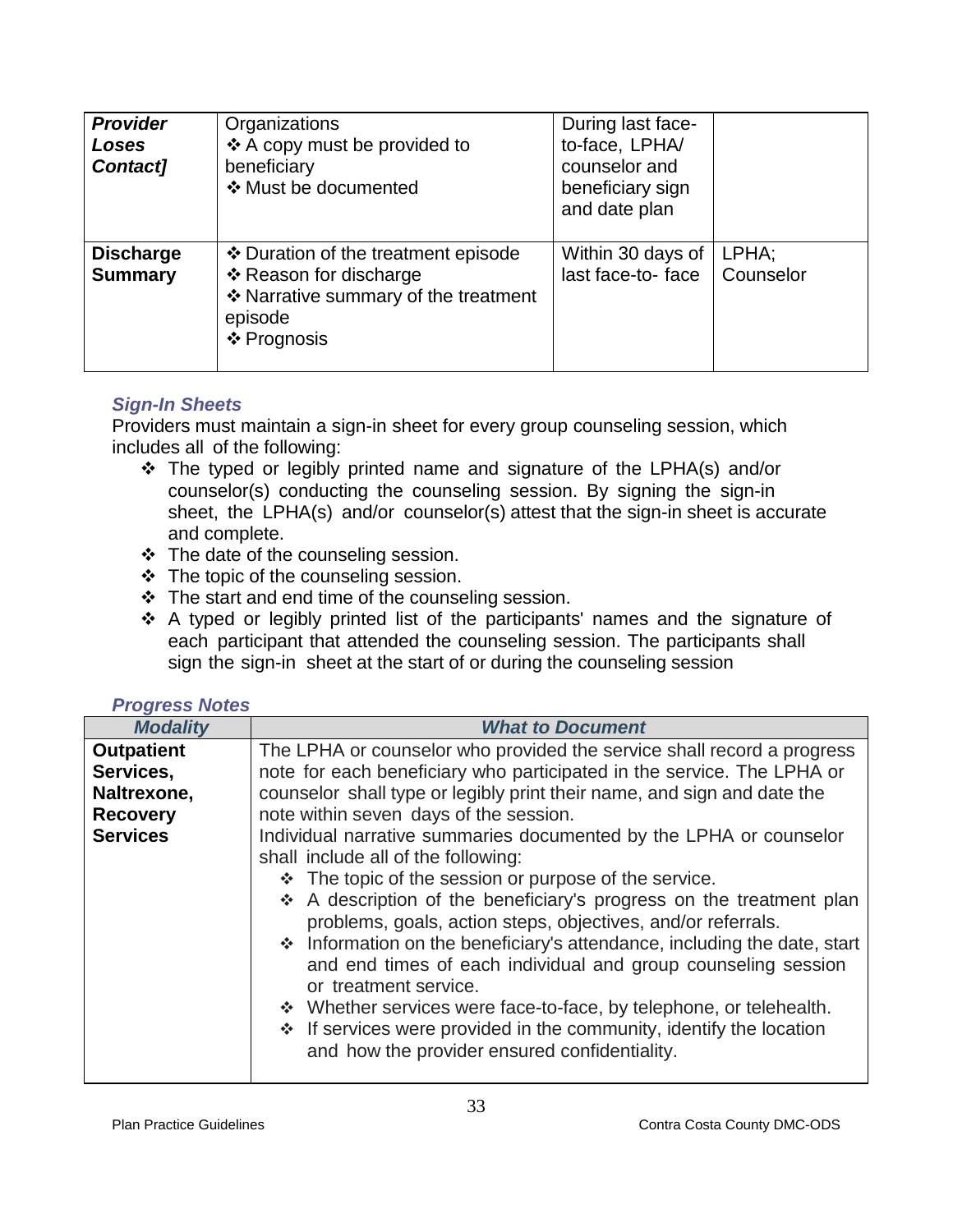| | | | |
|---|---|---|---|
| ***Provider Loses Contact]*** | Organizations<br>❖ A copy must be provided to beneficiary<br>❖ Must be documented | During last face-to-face, LPHA/ counselor and beneficiary sign and date plan | |
| **Discharge Summary** | ❖ Duration of the treatment episode<br>❖ Reason for discharge<br>❖ Narrative summary of the treatment episode<br>❖ Prognosis | Within 30 days of last face-to- face | LPHA; Counselor |

### *Sign-In Sheets*

Providers must maintain a sign-in sheet for every group counseling session, which includes all of the following:

- ❖ The typed or legibly printed name and signature of the LPHA(s) and/or counselor(s) conducting the counseling session. By signing the sign-in sheet, the LPHA(s) and/or counselor(s) attest that the sign-in sheet is accurate and complete.
- ❖ The date of the counseling session.
- ❖ The topic of the counseling session.
- ❖ The start and end time of the counseling session.
- ❖ A typed or legibly printed list of the participants' names and the signature of each participant that attended the counseling session. The participants shall sign the sign-in sheet at the start of or during the counseling session

### *Progress Notes*

| ***Modality*** | ***What to Document*** |
|---|---|
| **Outpatient Services, Naltrexone, Recovery Services** | The LPHA or counselor who provided the service shall record a progress note for each beneficiary who participated in the service. The LPHA or counselor shall type or legibly print their name, and sign and date the note within seven days of the session.<br>Individual narrative summaries documented by the LPHA or counselor shall include all of the following:<br>❖ The topic of the session or purpose of the service.<br>❖ A description of the beneficiary's progress on the treatment plan problems, goals, action steps, objectives, and/or referrals.<br>❖ Information on the beneficiary's attendance, including the date, start and end times of each individual and group counseling session or treatment service.<br>❖ Whether services were face-to-face, by telephone, or telehealth.<br>❖ If services were provided in the community, identify the location and how the provider ensured confidentiality. |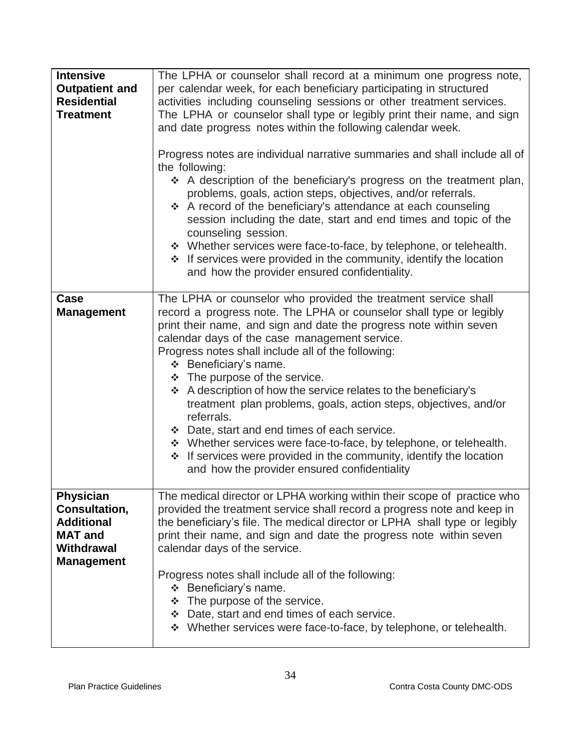| | |
|---|---|
| **Intensive Outpatient and Residential Treatment** | The LPHA or counselor shall record at a minimum one progress note, per calendar week, for each beneficiary participating in structured activities including counseling sessions or other treatment services. The LPHA or counselor shall type or legibly print their name, and sign and date progress notes within the following calendar week.<br><br>Progress notes are individual narrative summaries and shall include all of the following:<br>❖ A description of the beneficiary's progress on the treatment plan, problems, goals, action steps, objectives, and/or referrals.<br>❖ A record of the beneficiary's attendance at each counseling session including the date, start and end times and topic of the counseling session.<br>❖ Whether services were face-to-face, by telephone, or telehealth.<br>❖ If services were provided in the community, identify the location and how the provider ensured confidentiality. |
| **Case Management** | The LPHA or counselor who provided the treatment service shall record a progress note. The LPHA or counselor shall type or legibly print their name, and sign and date the progress note within seven calendar days of the case management service.<br>Progress notes shall include all of the following:<br>❖ Beneficiary's name.<br>❖ The purpose of the service.<br>❖ A description of how the service relates to the beneficiary's treatment plan problems, goals, action steps, objectives, and/or referrals.<br>❖ Date, start and end times of each service.<br>❖ Whether services were face-to-face, by telephone, or telehealth.<br>❖ If services were provided in the community, identify the location and how the provider ensured confidentiality |
| **Physician Consultation, Additional MAT and Withdrawal Management** | The medical director or LPHA working within their scope of practice who provided the treatment service shall record a progress note and keep in the beneficiary's file. The medical director or LPHA shall type or legibly print their name, and sign and date the progress note within seven calendar days of the service.<br><br>Progress notes shall include all of the following:<br>❖ Beneficiary's name.<br>❖ The purpose of the service.<br>❖ Date, start and end times of each service.<br>❖ Whether services were face-to-face, by telephone, or telehealth. |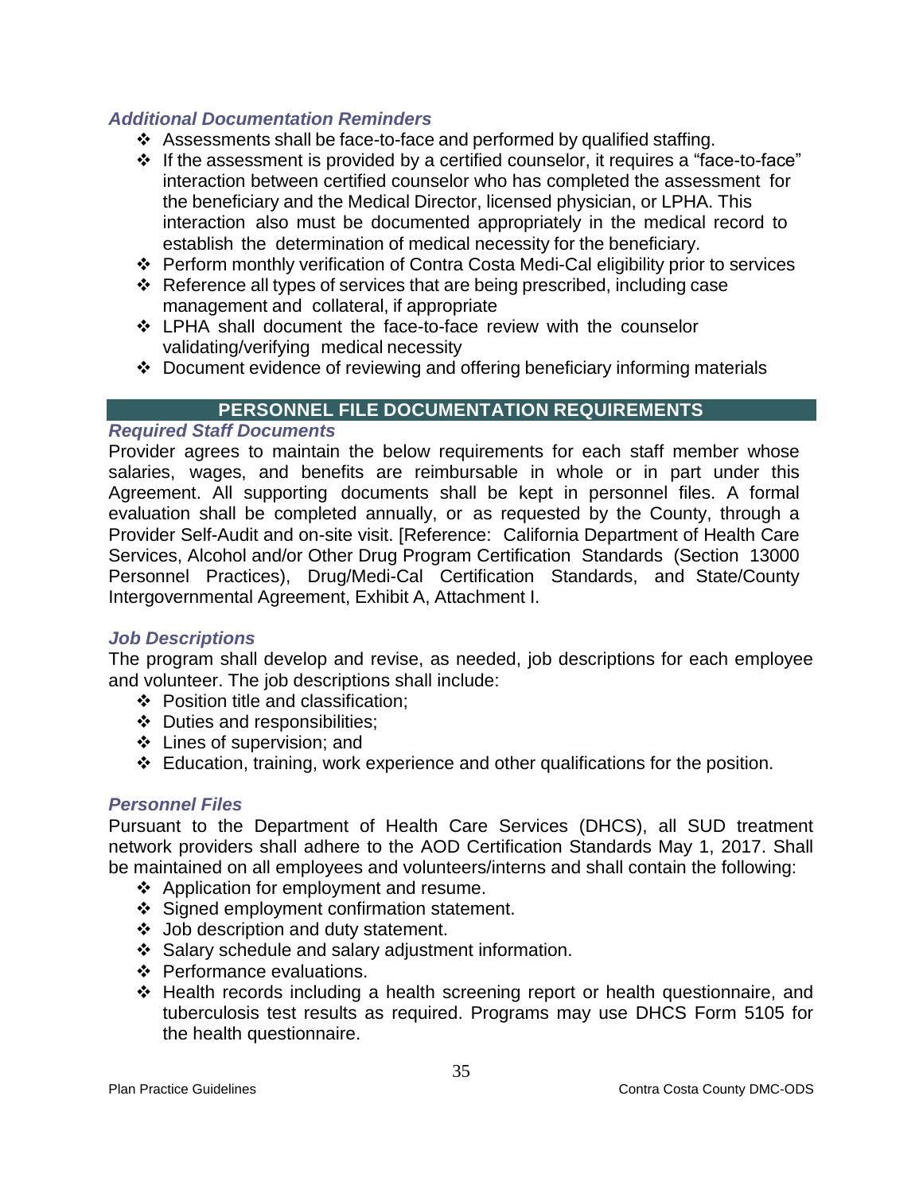### *Additional Documentation Reminders*

- Assessments shall be face-to-face and performed by qualified staffing.
- If the assessment is provided by a certified counselor, it requires a "face-to-face" interaction between certified counselor who has completed the assessment for the beneficiary and the Medical Director, licensed physician, or LPHA. This interaction also must be documented appropriately in the medical record to establish the determination of medical necessity for the beneficiary.
- Perform monthly verification of Contra Costa Medi-Cal eligibility prior to services
- Reference all types of services that are being prescribed, including case management and collateral, if appropriate
- LPHA shall document the face-to-face review with the counselor validating/verifying medical necessity
- Document evidence of reviewing and offering beneficiary informing materials

## PERSONNEL FILE DOCUMENTATION REQUIREMENTS

### *Required Staff Documents*

Provider agrees to maintain the below requirements for each staff member whose salaries, wages, and benefits are reimbursable in whole or in part under this Agreement. All supporting documents shall be kept in personnel files. A formal evaluation shall be completed annually, or as requested by the County, through a Provider Self-Audit and on-site visit. [Reference: California Department of Health Care Services, Alcohol and/or Other Drug Program Certification Standards (Section 13000 Personnel Practices), Drug/Medi-Cal Certification Standards, and State/County Intergovernmental Agreement, Exhibit A, Attachment I.

### *Job Descriptions*

The program shall develop and revise, as needed, job descriptions for each employee and volunteer. The job descriptions shall include:

- Position title and classification;
- Duties and responsibilities;
- Lines of supervision; and
- Education, training, work experience and other qualifications for the position.

### *Personnel Files*

Pursuant to the Department of Health Care Services (DHCS), all SUD treatment network providers shall adhere to the AOD Certification Standards May 1, 2017. Shall be maintained on all employees and volunteers/interns and shall contain the following:

- Application for employment and resume.
- Signed employment confirmation statement.
- Job description and duty statement.
- Salary schedule and salary adjustment information.
- Performance evaluations.
- Health records including a health screening report or health questionnaire, and tuberculosis test results as required. Programs may use DHCS Form 5105 for the health questionnaire.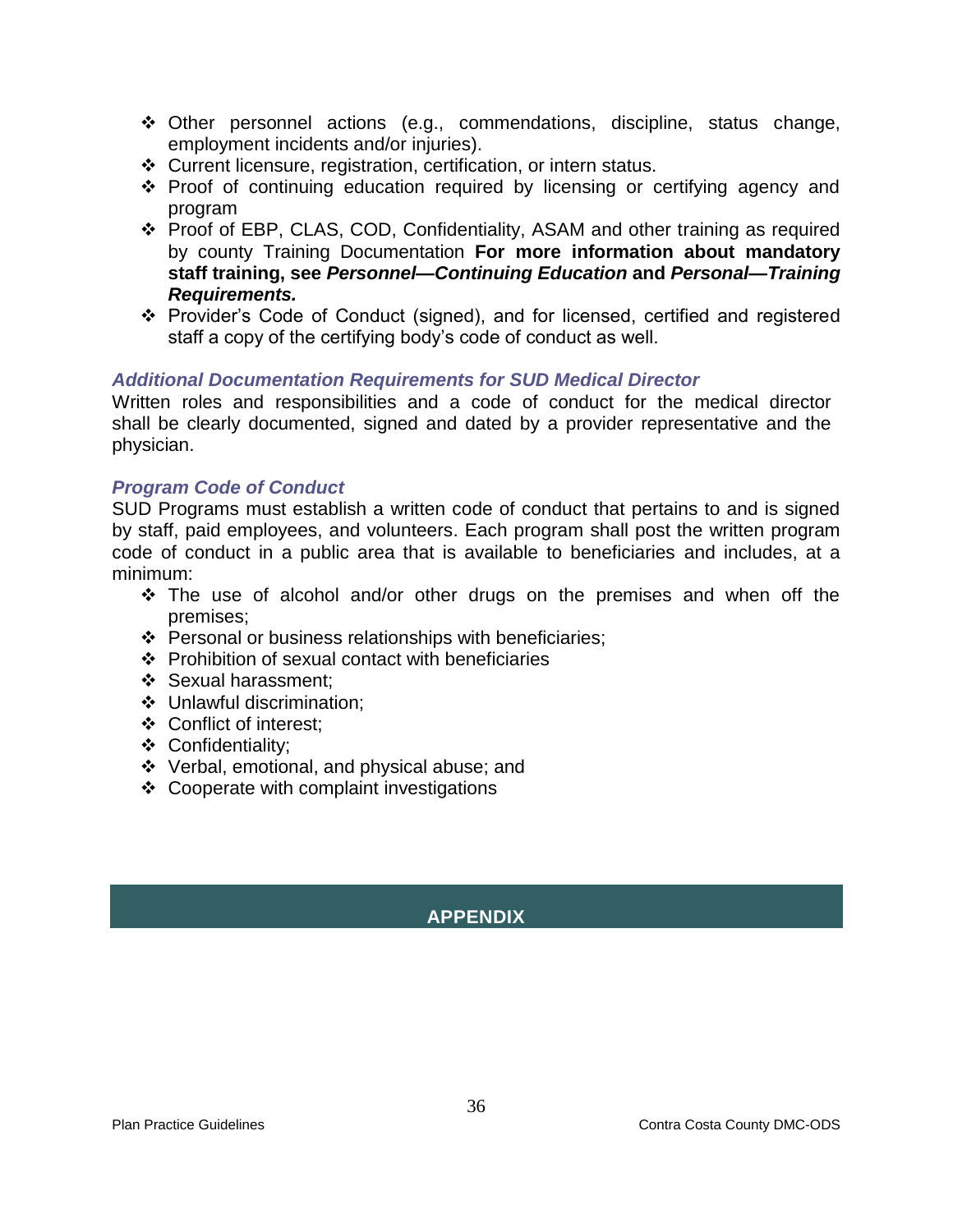- Other personnel actions (e.g., commendations, discipline, status change, employment incidents and/or injuries).
- Current licensure, registration, certification, or intern status.
- Proof of continuing education required by licensing or certifying agency and program
- Proof of EBP, CLAS, COD, Confidentiality, ASAM and other training as required by county Training Documentation **For more information about mandatory staff training, see *Personnel—Continuing Education* and *Personal—Training Requirements.***
- Provider's Code of Conduct (signed), and for licensed, certified and registered staff a copy of the certifying body's code of conduct as well.

### *Additional Documentation Requirements for SUD Medical Director*

Written roles and responsibilities and a code of conduct for the medical director shall be clearly documented, signed and dated by a provider representative and the physician.

### *Program Code of Conduct*

SUD Programs must establish a written code of conduct that pertains to and is signed by staff, paid employees, and volunteers. Each program shall post the written program code of conduct in a public area that is available to beneficiaries and includes, at a minimum:

- The use of alcohol and/or other drugs on the premises and when off the premises;
- Personal or business relationships with beneficiaries;
- Prohibition of sexual contact with beneficiaries
- Sexual harassment;
- Unlawful discrimination;
- Conflict of interest;
- Confidentiality;
- Verbal, emotional, and physical abuse; and
- Cooperate with complaint investigations

## APPENDIX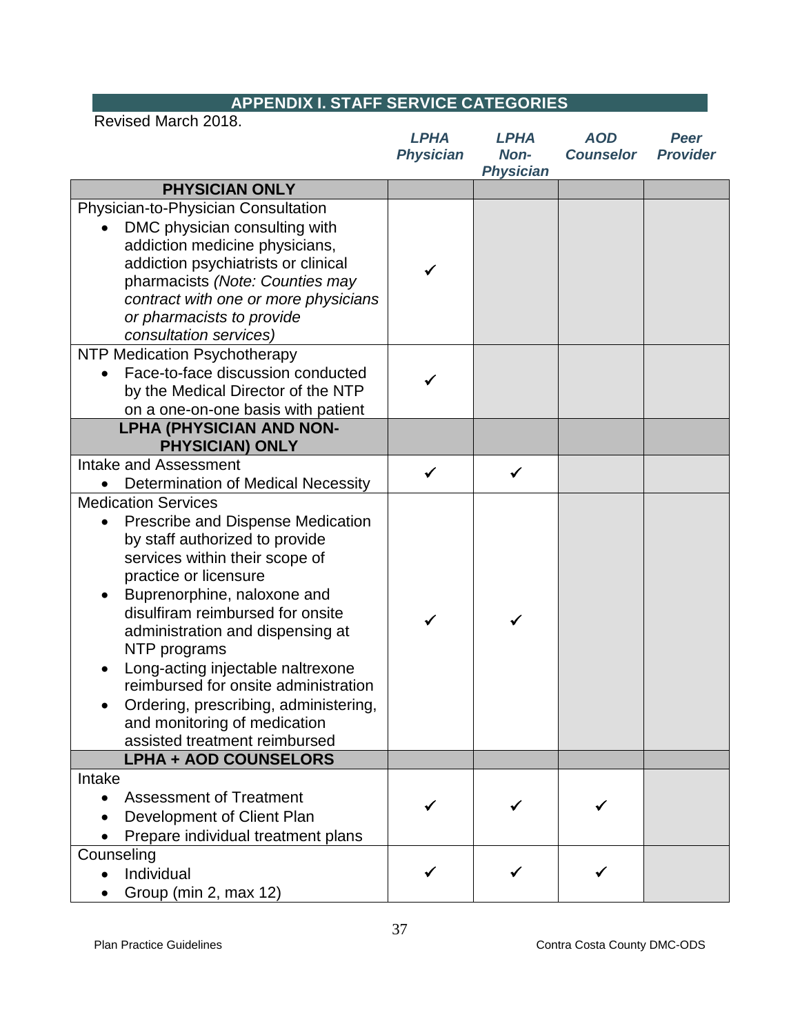## APPENDIX I. STAFF SERVICE CATEGORIES

Revised March 2018.

| | *LPHA Physician* | *LPHA Non-Physician* | *AOD Counselor* | *Peer Provider* |
|---|---|---|---|---|
| **PHYSICIAN ONLY** | | | | |
| Physician-to-Physician Consultation<br>• DMC physician consulting with addiction medicine physicians, addiction psychiatrists or clinical pharmacists *(Note: Counties may contract with one or more physicians or pharmacists to provide consultation services)* | ✓ | | | |
| NTP Medication Psychotherapy<br>• Face-to-face discussion conducted by the Medical Director of the NTP on a one-on-one basis with patient | ✓ | | | |
| **LPHA (PHYSICIAN AND NON-PHYSICIAN) ONLY** | | | | |
| Intake and Assessment<br>• Determination of Medical Necessity | ✓ | ✓ | | |
| Medication Services<br>• Prescribe and Dispense Medication by staff authorized to provide services within their scope of practice or licensure<br>• Buprenorphine, naloxone and disulfiram reimbursed for onsite administration and dispensing at NTP programs<br>• Long-acting injectable naltrexone reimbursed for onsite administration<br>• Ordering, prescribing, administering, and monitoring of medication assisted treatment reimbursed | ✓ | ✓ | | |
| **LPHA + AOD COUNSELORS** | | | | |
| Intake<br>• Assessment of Treatment<br>• Development of Client Plan<br>• Prepare individual treatment plans | ✓ | ✓ | ✓ | |
| Counseling<br>• Individual<br>• Group (min 2, max 12) | ✓ | ✓ | ✓ | |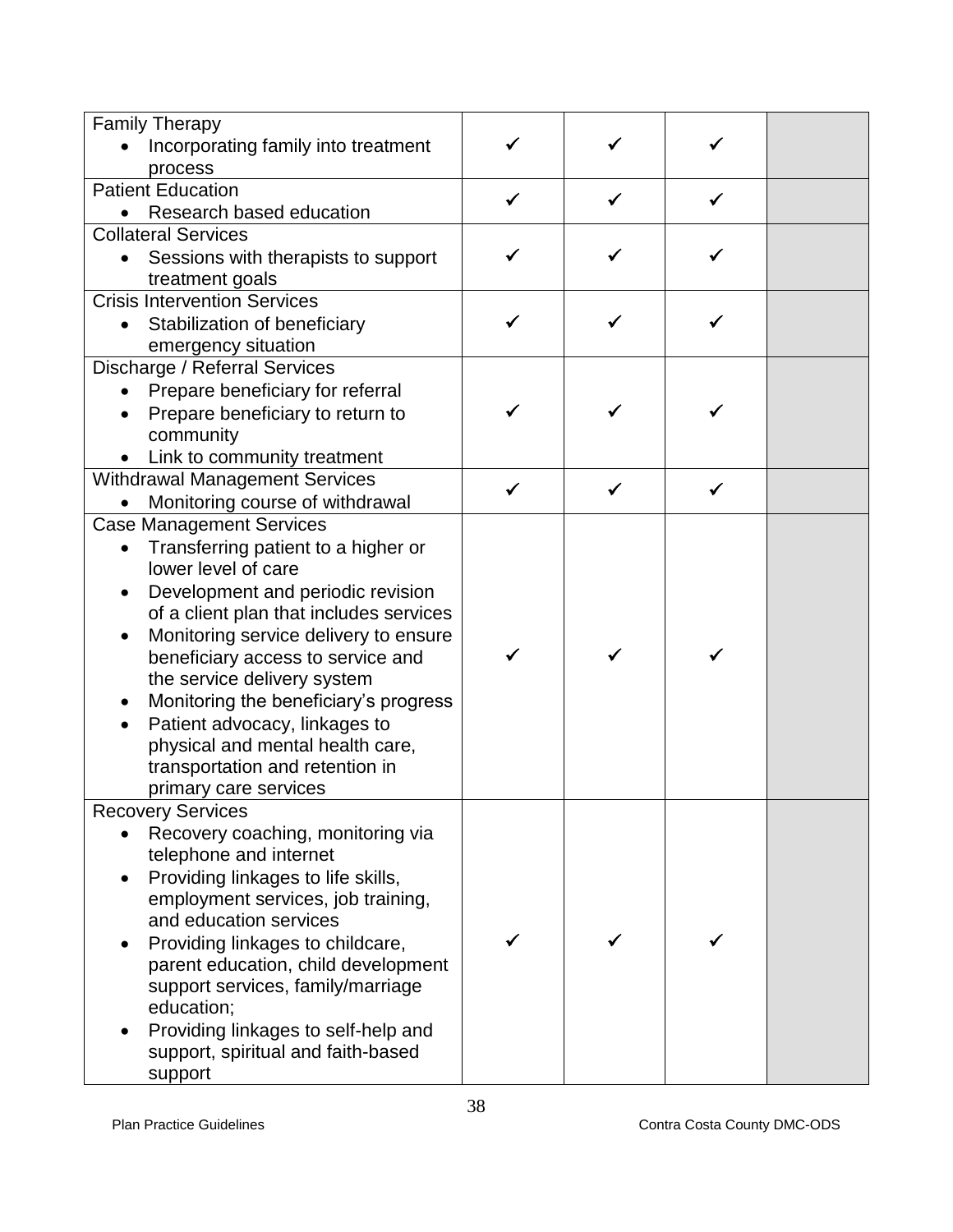| | | | | |
|---|---|---|---|---|
| Family Therapy<br>• Incorporating family into treatment process | ✓ | ✓ | ✓ | |
| Patient Education<br>• Research based education | ✓ | ✓ | ✓ | |
| Collateral Services<br>• Sessions with therapists to support treatment goals | ✓ | ✓ | ✓ | |
| Crisis Intervention Services<br>• Stabilization of beneficiary emergency situation | ✓ | ✓ | ✓ | |
| Discharge / Referral Services<br>• Prepare beneficiary for referral<br>• Prepare beneficiary to return to community<br>• Link to community treatment | ✓ | ✓ | ✓ | |
| Withdrawal Management Services<br>• Monitoring course of withdrawal | ✓ | ✓ | ✓ | |
| Case Management Services<br>• Transferring patient to a higher or lower level of care<br>• Development and periodic revision of a client plan that includes services<br>• Monitoring service delivery to ensure beneficiary access to service and the service delivery system<br>• Monitoring the beneficiary's progress<br>• Patient advocacy, linkages to physical and mental health care, transportation and retention in primary care services | ✓ | ✓ | ✓ | |
| Recovery Services<br>• Recovery coaching, monitoring via telephone and internet<br>• Providing linkages to life skills, employment services, job training, and education services<br>• Providing linkages to childcare, parent education, child development support services, family/marriage education;<br>• Providing linkages to self-help and support, spiritual and faith-based support | ✓ | ✓ | ✓ | |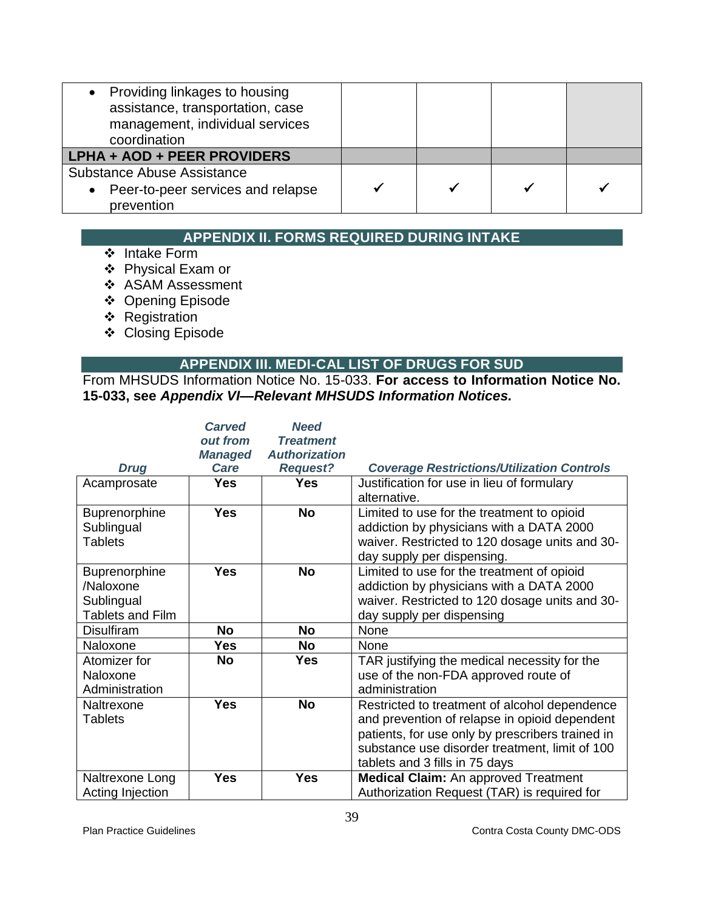| | | | | |
|---|---|---|---|---|
| • Providing linkages to housing assistance, transportation, case management, individual services coordination | | | | |
| **LPHA + AOD + PEER PROVIDERS** | | | | |
| Substance Abuse Assistance<br>• Peer-to-peer services and relapse prevention | ✓ | ✓ | ✓ | ✓ |

## APPENDIX II. FORMS REQUIRED DURING INTAKE

- ❖ Intake Form
- ❖ Physical Exam or
- ❖ ASAM Assessment
- ❖ Opening Episode
- ❖ Registration
- ❖ Closing Episode

## APPENDIX III. MEDI-CAL LIST OF DRUGS FOR SUD

From MHSUDS Information Notice No. 15-033. **For access to Information Notice No. 15-033, see *Appendix VI—Relevant MHSUDS Information Notices.***

| ***Drug*** | ***Carved out from Managed Care*** | ***Need Treatment Authorization Request?*** | ***Coverage Restrictions/Utilization Controls*** |
|---|---|---|---|
| Acamprosate | **Yes** | **Yes** | Justification for use in lieu of formulary alternative. |
| Buprenorphine Sublingual Tablets | **Yes** | **No** | Limited to use for the treatment to opioid addiction by physicians with a DATA 2000 waiver. Restricted to 120 dosage units and 30-day supply per dispensing. |
| Buprenorphine /Naloxone Sublingual Tablets and Film | **Yes** | **No** | Limited to use for the treatment of opioid addiction by physicians with a DATA 2000 waiver. Restricted to 120 dosage units and 30-day supply per dispensing |
| Disulfiram | **No** | **No** | None |
| Naloxone | **Yes** | **No** | None |
| Atomizer for Naloxone Administration | **No** | **Yes** | TAR justifying the medical necessity for the use of the non-FDA approved route of administration |
| Naltrexone Tablets | **Yes** | **No** | Restricted to treatment of alcohol dependence and prevention of relapse in opioid dependent patients, for use only by prescribers trained in substance use disorder treatment, limit of 100 tablets and 3 fills in 75 days |
| Naltrexone Long Acting Injection | **Yes** | **Yes** | **Medical Claim:** An approved Treatment Authorization Request (TAR) is required for |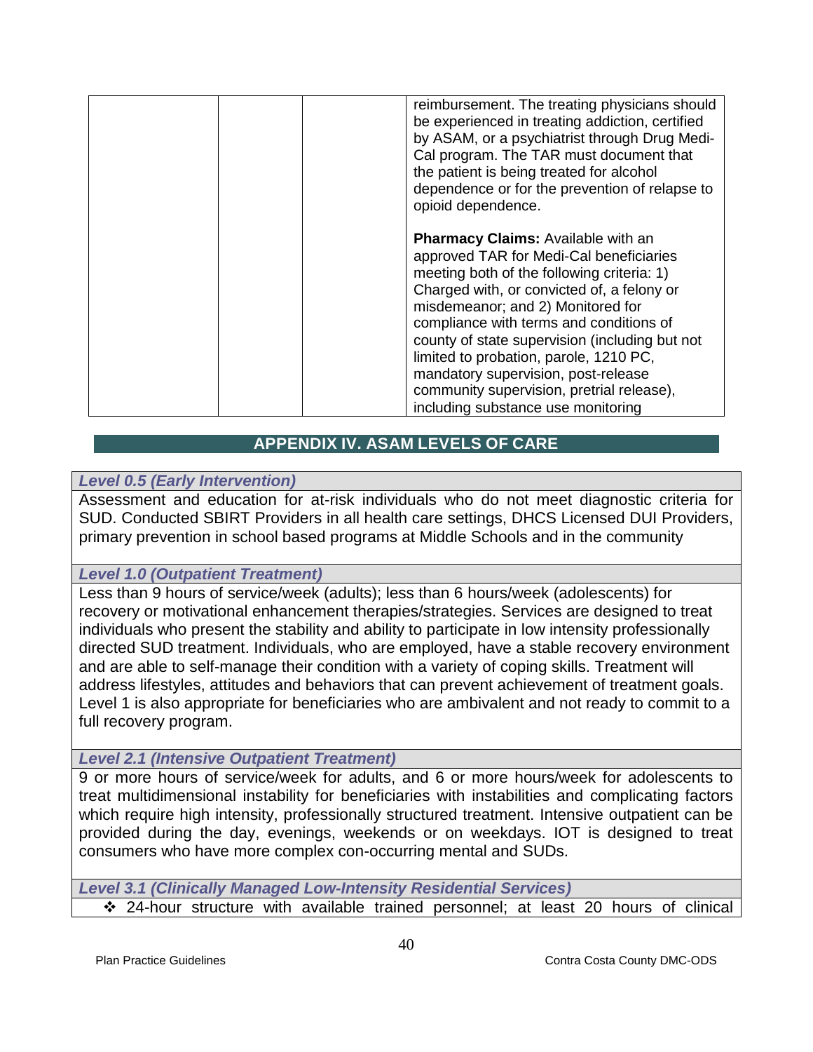| | | | reimbursement. The treating physicians should be experienced in treating addiction, certified by ASAM, or a psychiatrist through Drug Medi-Cal program. The TAR must document that the patient is being treated for alcohol dependence or for the prevention of relapse to opioid dependence.<br><br>**Pharmacy Claims:** Available with an approved TAR for Medi-Cal beneficiaries meeting both of the following criteria: 1) Charged with, or convicted of, a felony or misdemeanor; and 2) Monitored for compliance with terms and conditions of county of state supervision (including but not limited to probation, parole, 1210 PC, mandatory supervision, post-release community supervision, pretrial release), including substance use monitoring |
|---|---|---|---|

## APPENDIX IV. ASAM LEVELS OF CARE

***Level 0.5 (Early Intervention)***

Assessment and education for at-risk individuals who do not meet diagnostic criteria for SUD. Conducted SBIRT Providers in all health care settings, DHCS Licensed DUI Providers, primary prevention in school based programs at Middle Schools and in the community

***Level 1.0 (Outpatient Treatment)***

Less than 9 hours of service/week (adults); less than 6 hours/week (adolescents) for recovery or motivational enhancement therapies/strategies. Services are designed to treat individuals who present the stability and ability to participate in low intensity professionally directed SUD treatment. Individuals, who are employed, have a stable recovery environment and are able to self-manage their condition with a variety of coping skills. Treatment will address lifestyles, attitudes and behaviors that can prevent achievement of treatment goals. Level 1 is also appropriate for beneficiaries who are ambivalent and not ready to commit to a full recovery program.

***Level 2.1 (Intensive Outpatient Treatment)***

9 or more hours of service/week for adults, and 6 or more hours/week for adolescents to treat multidimensional instability for beneficiaries with instabilities and complicating factors which require high intensity, professionally structured treatment. Intensive outpatient can be provided during the day, evenings, weekends or on weekdays. IOT is designed to treat consumers who have more complex con-occurring mental and SUDs.

***Level 3.1 (Clinically Managed Low-Intensity Residential Services)***

- 24-hour structure with available trained personnel; at least 20 hours of clinical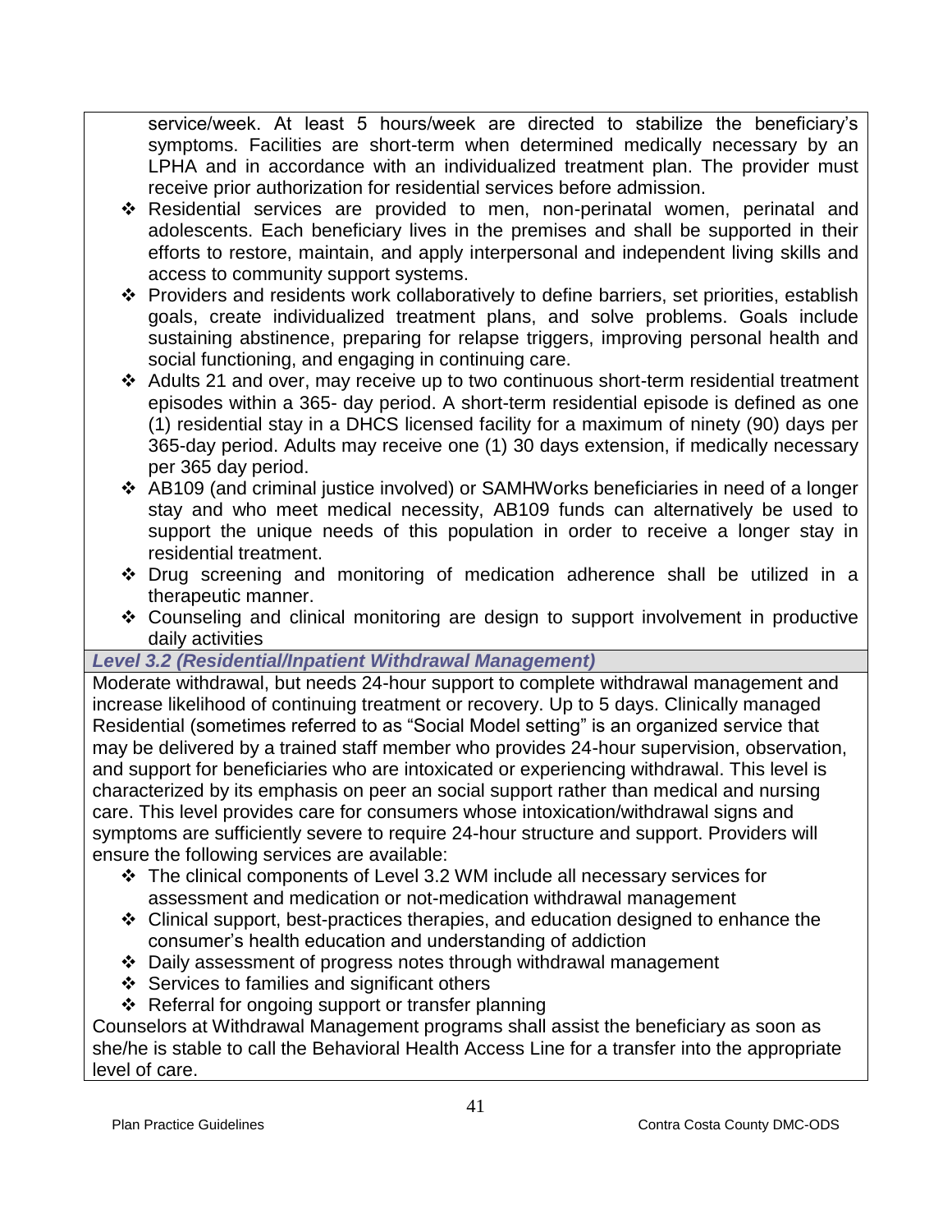service/week. At least 5 hours/week are directed to stabilize the beneficiary's symptoms. Facilities are short-term when determined medically necessary by an LPHA and in accordance with an individualized treatment plan. The provider must receive prior authorization for residential services before admission.

- ❖ Residential services are provided to men, non-perinatal women, perinatal and adolescents. Each beneficiary lives in the premises and shall be supported in their efforts to restore, maintain, and apply interpersonal and independent living skills and access to community support systems.
- ❖ Providers and residents work collaboratively to define barriers, set priorities, establish goals, create individualized treatment plans, and solve problems. Goals include sustaining abstinence, preparing for relapse triggers, improving personal health and social functioning, and engaging in continuing care.
- ❖ Adults 21 and over, may receive up to two continuous short-term residential treatment episodes within a 365- day period. A short-term residential episode is defined as one (1) residential stay in a DHCS licensed facility for a maximum of ninety (90) days per 365-day period. Adults may receive one (1) 30 days extension, if medically necessary per 365 day period.
- ❖ AB109 (and criminal justice involved) or SAMHWorks beneficiaries in need of a longer stay and who meet medical necessity, AB109 funds can alternatively be used to support the unique needs of this population in order to receive a longer stay in residential treatment.
- ❖ Drug screening and monitoring of medication adherence shall be utilized in a therapeutic manner.
- ❖ Counseling and clinical monitoring are design to support involvement in productive daily activities

***Level 3.2 (Residential/Inpatient Withdrawal Management)***

Moderate withdrawal, but needs 24-hour support to complete withdrawal management and increase likelihood of continuing treatment or recovery. Up to 5 days. Clinically managed Residential (sometimes referred to as "Social Model setting" is an organized service that may be delivered by a trained staff member who provides 24-hour supervision, observation, and support for beneficiaries who are intoxicated or experiencing withdrawal. This level is characterized by its emphasis on peer an social support rather than medical and nursing care. This level provides care for consumers whose intoxication/withdrawal signs and symptoms are sufficiently severe to require 24-hour structure and support. Providers will ensure the following services are available:

- ❖ The clinical components of Level 3.2 WM include all necessary services for assessment and medication or not-medication withdrawal management
- ❖ Clinical support, best-practices therapies, and education designed to enhance the consumer's health education and understanding of addiction
- ❖ Daily assessment of progress notes through withdrawal management
- ❖ Services to families and significant others
- ❖ Referral for ongoing support or transfer planning

Counselors at Withdrawal Management programs shall assist the beneficiary as soon as she/he is stable to call the Behavioral Health Access Line for a transfer into the appropriate level of care.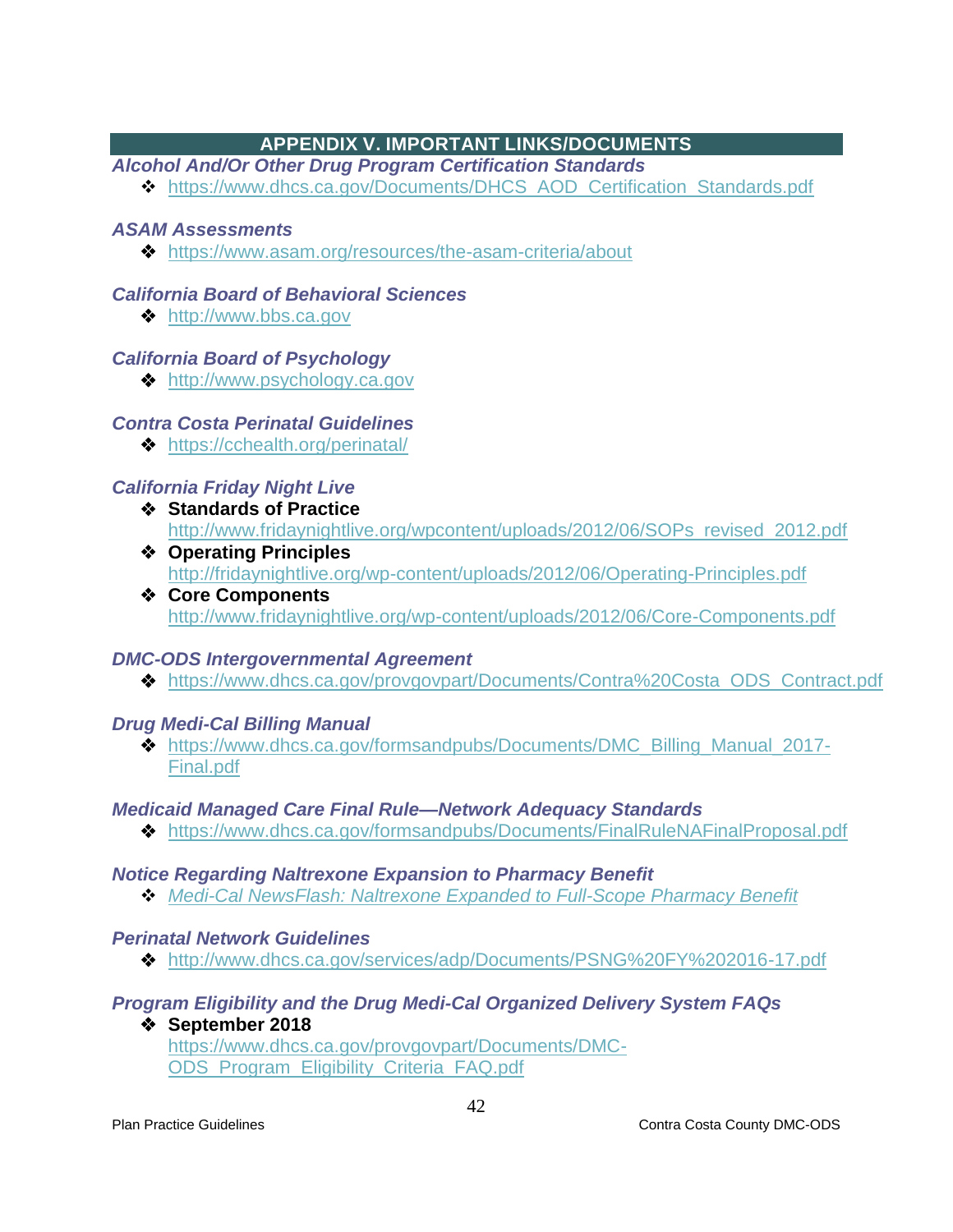## APPENDIX V. IMPORTANT LINKS/DOCUMENTS

### *Alcohol And/Or Other Drug Program Certification Standards*

- https://www.dhcs.ca.gov/Documents/DHCS_AOD_Certification_Standards.pdf

### *ASAM Assessments*

- https://www.asam.org/resources/the-asam-criteria/about

### *California Board of Behavioral Sciences*

- http://www.bbs.ca.gov

### *California Board of Psychology*

- http://www.psychology.ca.gov

### *Contra Costa Perinatal Guidelines*

- https://cchealth.org/perinatal/

### *California Friday Night Live*

- **Standards of Practice**
  http://www.fridaynightlive.org/wpcontent/uploads/2012/06/SOPs_revised_2012.pdf
- **Operating Principles**
  http://fridaynightlive.org/wp-content/uploads/2012/06/Operating-Principles.pdf
- **Core Components**
  http://www.fridaynightlive.org/wp-content/uploads/2012/06/Core-Components.pdf

### *DMC-ODS Intergovernmental Agreement*

- https://www.dhcs.ca.gov/provgovpart/Documents/Contra%20Costa_ODS_Contract.pdf

### *Drug Medi-Cal Billing Manual*

- https://www.dhcs.ca.gov/formsandpubs/Documents/DMC_Billing_Manual_2017-Final.pdf

### *Medicaid Managed Care Final Rule—Network Adequacy Standards*

- https://www.dhcs.ca.gov/formsandpubs/Documents/FinalRuleNAFinalProposal.pdf

### *Notice Regarding Naltrexone Expansion to Pharmacy Benefit*

- *Medi-Cal NewsFlash: Naltrexone Expanded to Full-Scope Pharmacy Benefit*

### *Perinatal Network Guidelines*

- http://www.dhcs.ca.gov/services/adp/Documents/PSNG%20FY%202016-17.pdf

### *Program Eligibility and the Drug Medi-Cal Organized Delivery System FAQs*

- **September 2018**
  https://www.dhcs.ca.gov/provgovpart/Documents/DMC-ODS_Program_Eligibility_Criteria_FAQ.pdf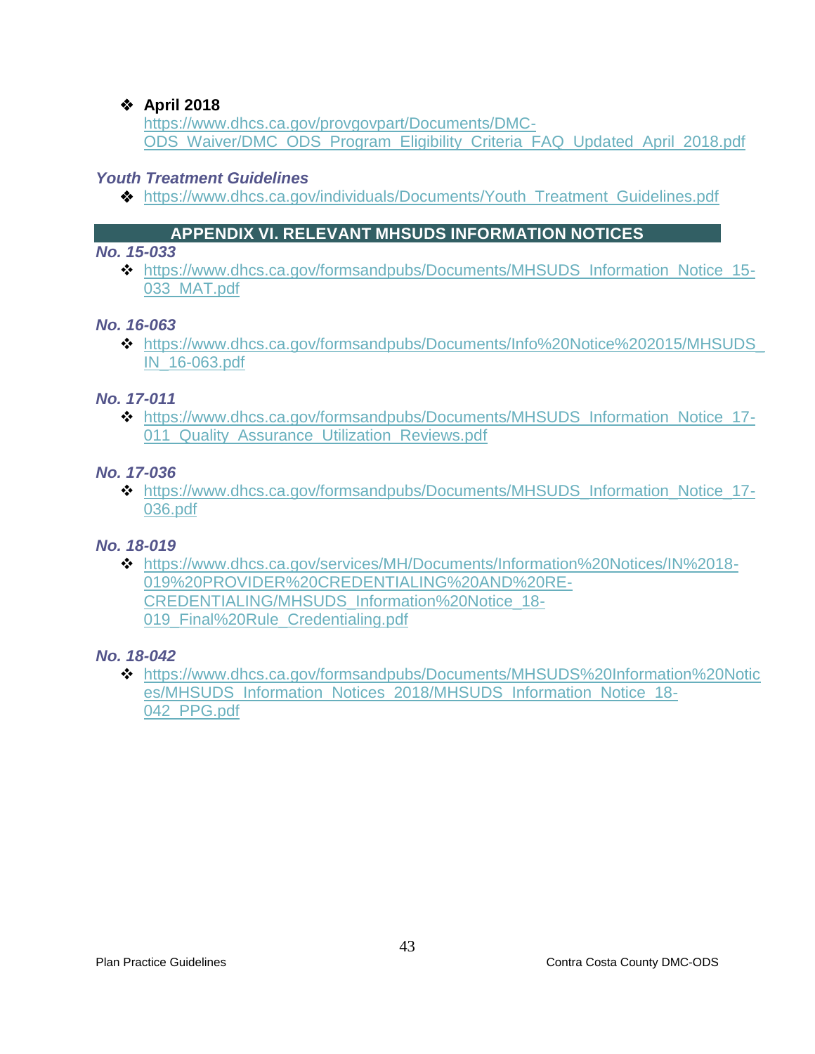- **April 2018**
  https://www.dhcs.ca.gov/provgovpart/Documents/DMC-ODS_Waiver/DMC_ODS_Program_Eligibility_Criteria_FAQ_Updated_April_2018.pdf

***Youth Treatment Guidelines***

- https://www.dhcs.ca.gov/individuals/Documents/Youth_Treatment_Guidelines.pdf

## APPENDIX VI. RELEVANT MHSUDS INFORMATION NOTICES

***No. 15-033***

- https://www.dhcs.ca.gov/formsandpubs/Documents/MHSUDS_Information_Notice_15-033_MAT.pdf

***No. 16-063***

- https://www.dhcs.ca.gov/formsandpubs/Documents/Info%20Notice%202015/MHSUDS_IN_16-063.pdf

***No. 17-011***

- https://www.dhcs.ca.gov/formsandpubs/Documents/MHSUDS_Information_Notice_17-011_Quality_Assurance_Utilization_Reviews.pdf

***No. 17-036***

- https://www.dhcs.ca.gov/formsandpubs/Documents/MHSUDS_Information_Notice_17-036.pdf

***No. 18-019***

- https://www.dhcs.ca.gov/services/MH/Documents/Information%20Notices/IN%2018-019%20PROVIDER%20CREDENTIALING%20AND%20RE-CREDENTIALING/MHSUDS_Information%20Notice_18-019_Final%20Rule_Credentialing.pdf

***No. 18-042***

- https://www.dhcs.ca.gov/formsandpubs/Documents/MHSUDS%20Information%20Notices/MHSUDS_Information_Notices_2018/MHSUDS_Information_Notice_18-042_PPG.pdf